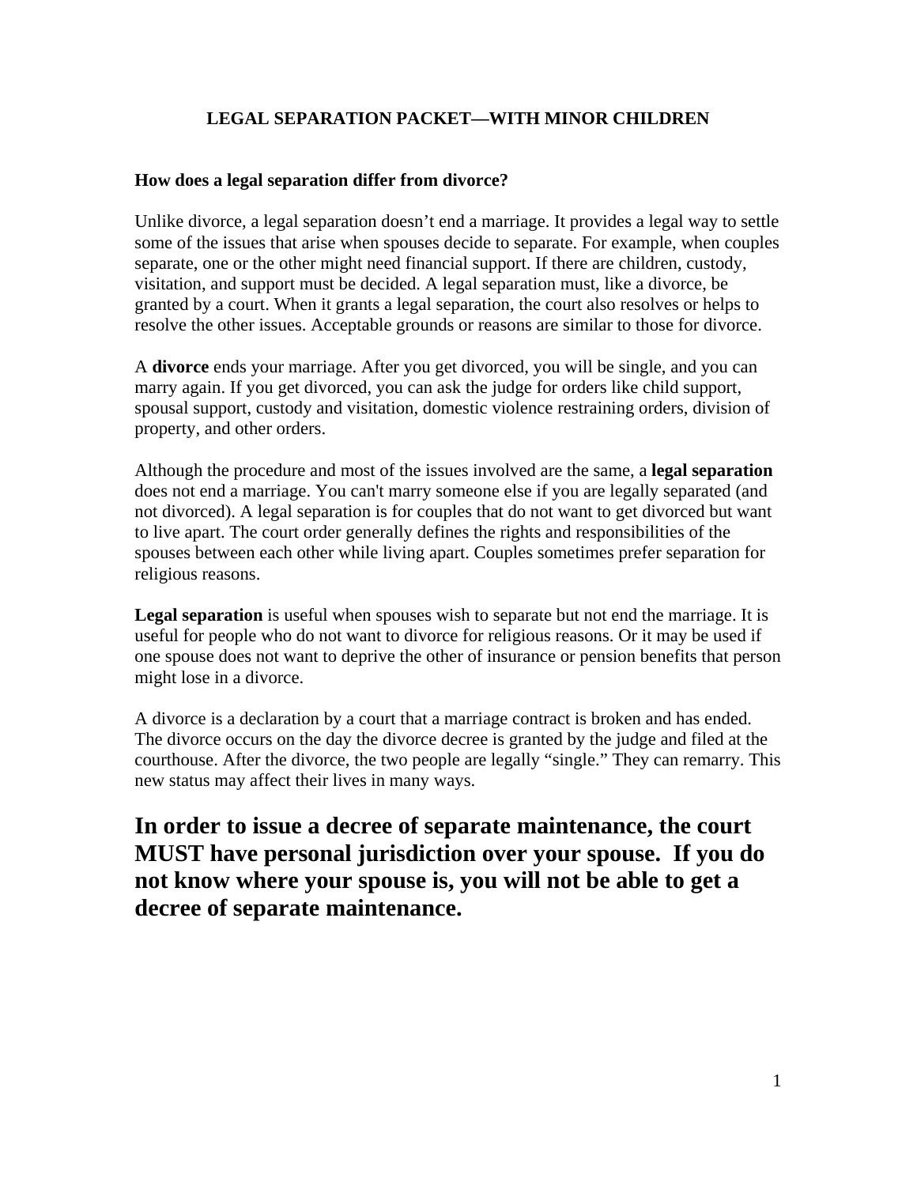# LEGAL SEPARATION PACKET—WITH MINOR CHILDREN

**How does a legal separation differ from divorce?**

Unlike divorce, a legal separation doesn't end a marriage. It provides a legal way to settle some of the issues that arise when spouses decide to separate. For example, when couples separate, one or the other might need financial support. If there are children, custody, visitation, and support must be decided. A legal separation must, like a divorce, be granted by a court. When it grants a legal separation, the court also resolves or helps to resolve the other issues. Acceptable grounds or reasons are similar to those for divorce.

A **divorce** ends your marriage. After you get divorced, you will be single, and you can marry again. If you get divorced, you can ask the judge for orders like child support, spousal support, custody and visitation, domestic violence restraining orders, division of property, and other orders.

Although the procedure and most of the issues involved are the same, a **legal separation** does not end a marriage. You can't marry someone else if you are legally separated (and not divorced). A legal separation is for couples that do not want to get divorced but want to live apart. The court order generally defines the rights and responsibilities of the spouses between each other while living apart. Couples sometimes prefer separation for religious reasons.

**Legal separation** is useful when spouses wish to separate but not end the marriage. It is useful for people who do not want to divorce for religious reasons. Or it may be used if one spouse does not want to deprive the other of insurance or pension benefits that person might lose in a divorce.

A divorce is a declaration by a court that a marriage contract is broken and has ended. The divorce occurs on the day the divorce decree is granted by the judge and filed at the courthouse. After the divorce, the two people are legally "single." They can remarry. This new status may affect their lives in many ways.

**In order to issue a decree of separate maintenance, the court MUST have personal jurisdiction over your spouse. If you do not know where your spouse is, you will not be able to get a decree of separate maintenance.**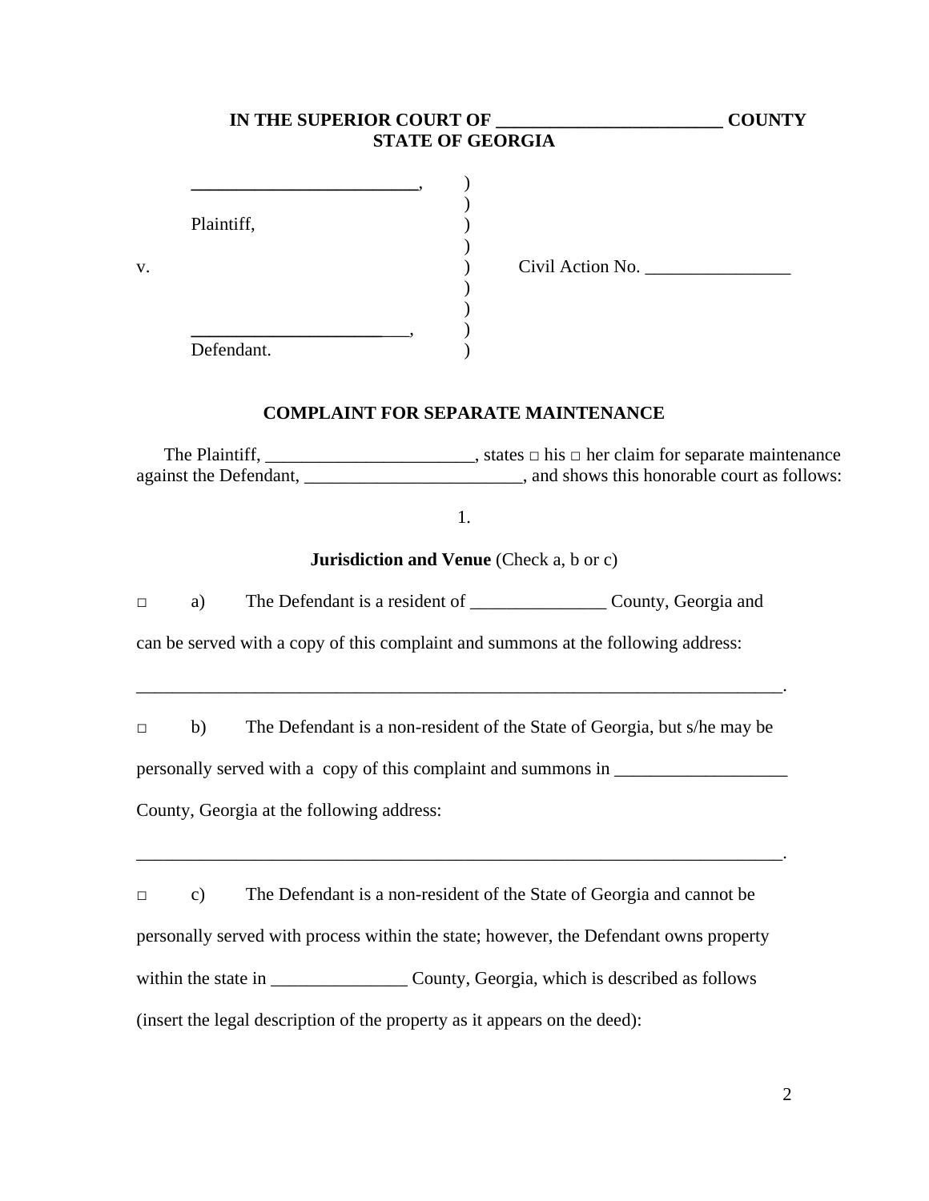**IN THE SUPERIOR COURT OF _________________________ COUNTY**
**STATE OF GEORGIA**

| | | |
|---|---|---|
| _________________________, | ) | |
| | ) | |
| Plaintiff, | ) | |
| | ) | |
| v. | ) | Civil Action No. ________________ |
| | ) | |
| | ) | |
| _________________________, | ) | |
| Defendant. | ) | |

## COMPLAINT FOR SEPARATE MAINTENANCE

The Plaintiff, _______________________, states □ his □ her claim for separate maintenance against the Defendant, ________________________, and shows this honorable court as follows:

1.

**Jurisdiction and Venue** (Check a, b or c)

□ a) The Defendant is a resident of _______________ County, Georgia and can be served with a copy of this complaint and summons at the following address:

___________________________________________________________________________.

□ b) The Defendant is a non-resident of the State of Georgia, but s/he may be personally served with a copy of this complaint and summons in ___________________ County, Georgia at the following address:

___________________________________________________________________________.

□ c) The Defendant is a non-resident of the State of Georgia and cannot be personally served with process within the state; however, the Defendant owns property within the state in _______________ County, Georgia, which is described as follows (insert the legal description of the property as it appears on the deed):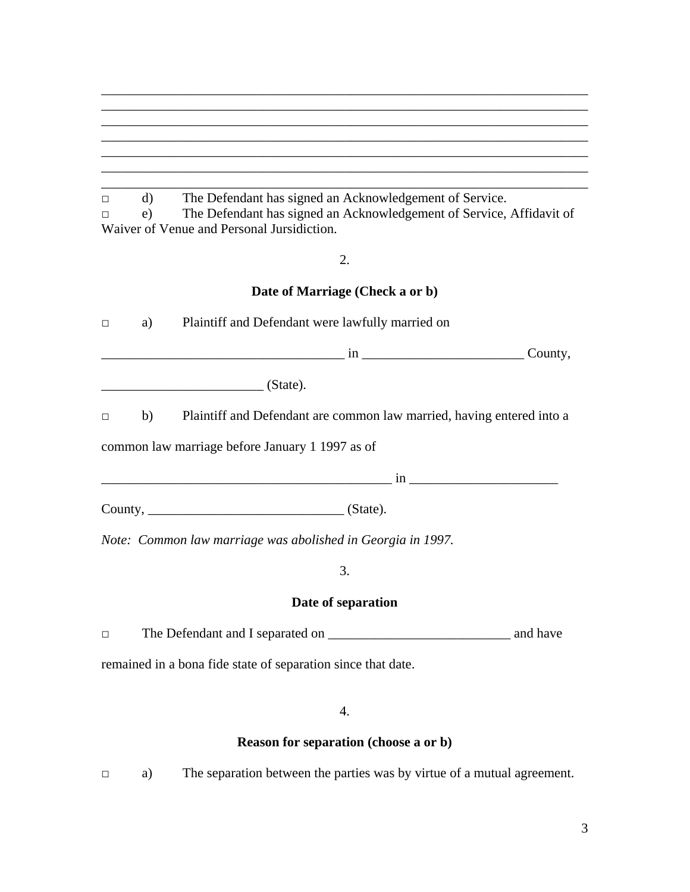\_\_\_\_\_\_\_\_\_\_\_\_\_\_\_\_\_\_\_\_\_\_\_\_\_\_\_\_\_\_\_\_\_\_\_\_\_\_\_\_\_\_\_\_\_\_\_\_\_\_\_\_\_\_\_\_\_\_\_\_\_\_\_\_\_\_\_\_\_\_\_\_\_\_
\_\_\_\_\_\_\_\_\_\_\_\_\_\_\_\_\_\_\_\_\_\_\_\_\_\_\_\_\_\_\_\_\_\_\_\_\_\_\_\_\_\_\_\_\_\_\_\_\_\_\_\_\_\_\_\_\_\_\_\_\_\_\_\_\_\_\_\_\_\_\_\_\_\_
\_\_\_\_\_\_\_\_\_\_\_\_\_\_\_\_\_\_\_\_\_\_\_\_\_\_\_\_\_\_\_\_\_\_\_\_\_\_\_\_\_\_\_\_\_\_\_\_\_\_\_\_\_\_\_\_\_\_\_\_\_\_\_\_\_\_\_\_\_\_\_\_\_\_
\_\_\_\_\_\_\_\_\_\_\_\_\_\_\_\_\_\_\_\_\_\_\_\_\_\_\_\_\_\_\_\_\_\_\_\_\_\_\_\_\_\_\_\_\_\_\_\_\_\_\_\_\_\_\_\_\_\_\_\_\_\_\_\_\_\_\_\_\_\_\_\_\_\_
\_\_\_\_\_\_\_\_\_\_\_\_\_\_\_\_\_\_\_\_\_\_\_\_\_\_\_\_\_\_\_\_\_\_\_\_\_\_\_\_\_\_\_\_\_\_\_\_\_\_\_\_\_\_\_\_\_\_\_\_\_\_\_\_\_\_\_\_\_\_\_\_\_\_
\_\_\_\_\_\_\_\_\_\_\_\_\_\_\_\_\_\_\_\_\_\_\_\_\_\_\_\_\_\_\_\_\_\_\_\_\_\_\_\_\_\_\_\_\_\_\_\_\_\_\_\_\_\_\_\_\_\_\_\_\_\_\_\_\_\_\_\_\_\_\_\_\_\_
\_\_\_\_\_\_\_\_\_\_\_\_\_\_\_\_\_\_\_\_\_\_\_\_\_\_\_\_\_\_\_\_\_\_\_\_\_\_\_\_\_\_\_\_\_\_\_\_\_\_\_\_\_\_\_\_\_\_\_\_\_\_\_\_\_\_\_\_\_\_\_\_\_\_

□ d) The Defendant has signed an Acknowledgement of Service.
□ e) The Defendant has signed an Acknowledgement of Service, Affidavit of Waiver of Venue and Personal Jursidiction.

2.

**Date of Marriage (Check a or b)**

□ a) Plaintiff and Defendant were lawfully married on

\_\_\_\_\_\_\_\_\_\_\_\_\_\_\_\_\_\_\_\_\_\_\_\_\_\_\_\_\_\_\_\_\_\_\_\_ in \_\_\_\_\_\_\_\_\_\_\_\_\_\_\_\_\_\_\_\_\_\_\_\_ County,

\_\_\_\_\_\_\_\_\_\_\_\_\_\_\_\_\_\_\_\_\_\_\_\_ (State).

□ b) Plaintiff and Defendant are common law married, having entered into a common law marriage before January 1 1997 as of

\_\_\_\_\_\_\_\_\_\_\_\_\_\_\_\_\_\_\_\_\_\_\_\_\_\_\_\_\_\_\_\_\_\_\_\_\_\_\_\_\_\_\_\_ in \_\_\_\_\_\_\_\_\_\_\_\_\_\_\_\_\_\_\_\_\_\_

County, \_\_\_\_\_\_\_\_\_\_\_\_\_\_\_\_\_\_\_\_\_\_\_\_\_\_\_\_\_ (State).

*Note: Common law marriage was abolished in Georgia in 1997.*

3.

**Date of separation**

□ The Defendant and I separated on \_\_\_\_\_\_\_\_\_\_\_\_\_\_\_\_\_\_\_\_\_\_\_\_\_\_\_ and have remained in a bona fide state of separation since that date.

4.

**Reason for separation (choose a or b)**

□ a) The separation between the parties was by virtue of a mutual agreement.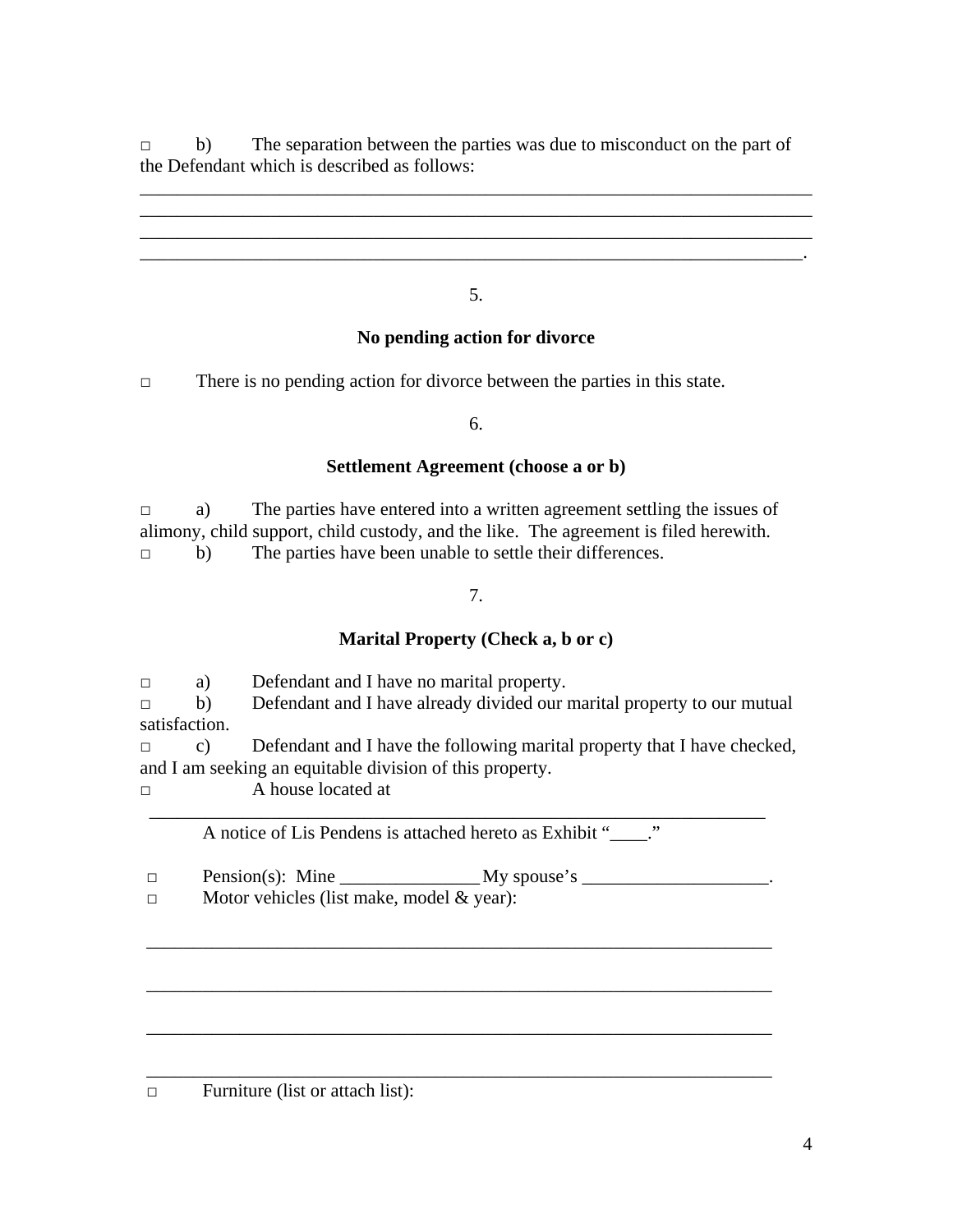□ b) The separation between the parties was due to misconduct on the part of the Defendant which is described as follows:

______________________________________________________________________________
______________________________________________________________________________
______________________________________________________________________________
_____________________________________________________________________________.

5.

**No pending action for divorce**

□ There is no pending action for divorce between the parties in this state.

6.

**Settlement Agreement (choose a or b)**

□ a) The parties have entered into a written agreement settling the issues of alimony, child support, child custody, and the like. The agreement is filed herewith.
□ b) The parties have been unable to settle their differences.

7.

**Marital Property (Check a, b or c)**

□ a) Defendant and I have no marital property.
□ b) Defendant and I have already divided our marital property to our mutual satisfaction.
□ c) Defendant and I have the following marital property that I have checked, and I am seeking an equitable division of this property.
□ A house located at
______________________________________________________________________
A notice of Lis Pendens is attached hereto as Exhibit "____."

□ Pension(s): Mine _______________ My spouse's ____________________.
□ Motor vehicles (list make, model & year):

______________________________________________________________________

______________________________________________________________________

______________________________________________________________________

______________________________________________________________________
□ Furniture (list or attach list):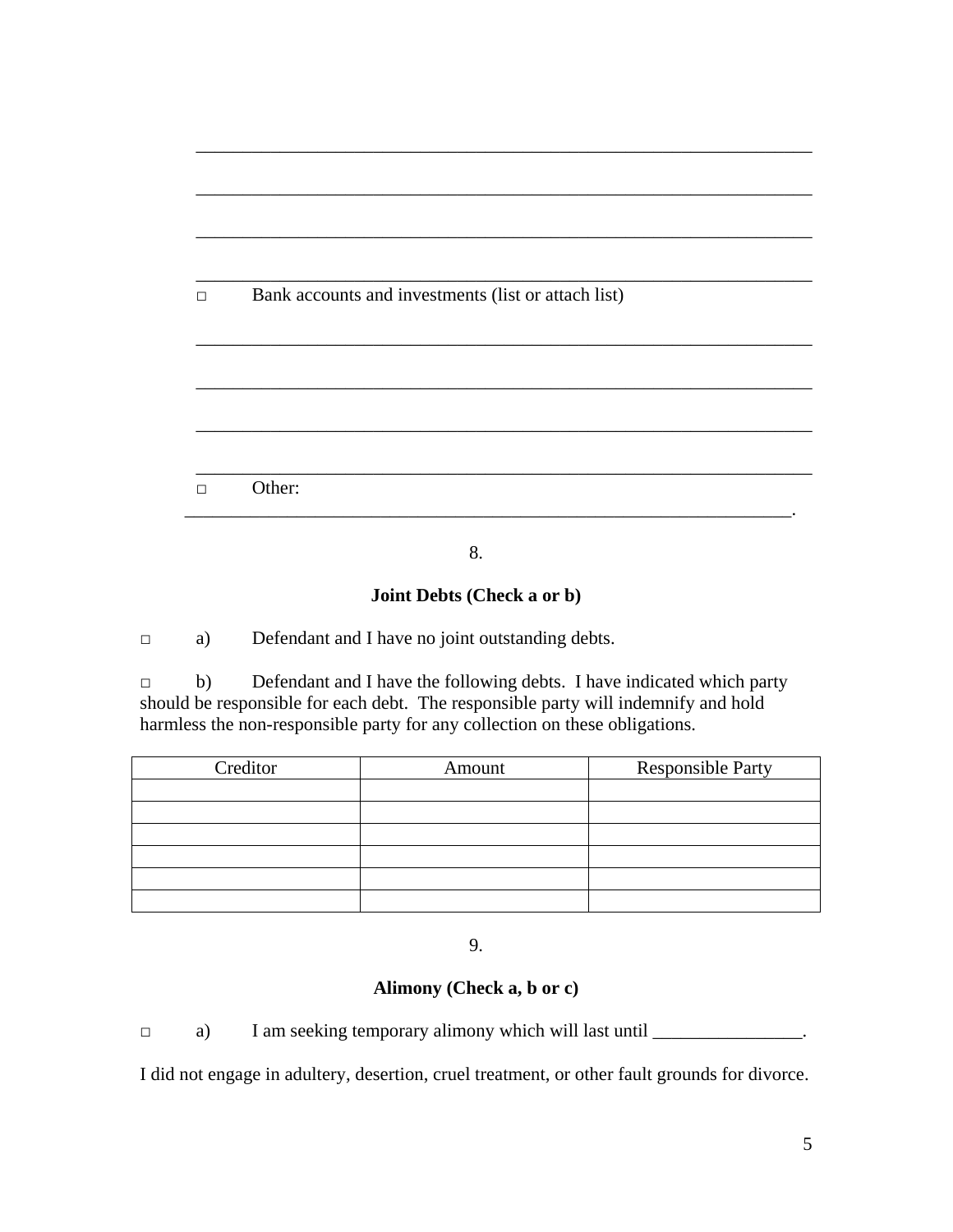_________________________________________________________________

_________________________________________________________________

_________________________________________________________________

_________________________________________________________________

□ Bank accounts and investments (list or attach list)

_________________________________________________________________

_________________________________________________________________

_________________________________________________________________

_________________________________________________________________

□ Other: _________________________________________________________________.

8.

**Joint Debts (Check a or b)**

□ a) Defendant and I have no joint outstanding debts.

□ b) Defendant and I have the following debts. I have indicated which party should be responsible for each debt. The responsible party will indemnify and hold harmless the non-responsible party for any collection on these obligations.

| Creditor | Amount | Responsible Party |
|---|---|---|
| | | |
| | | |
| | | |
| | | |
| | | |
| | | |

9.

**Alimony (Check a, b or c)**

□ a) I am seeking temporary alimony which will last until ________________.

I did not engage in adultery, desertion, cruel treatment, or other fault grounds for divorce.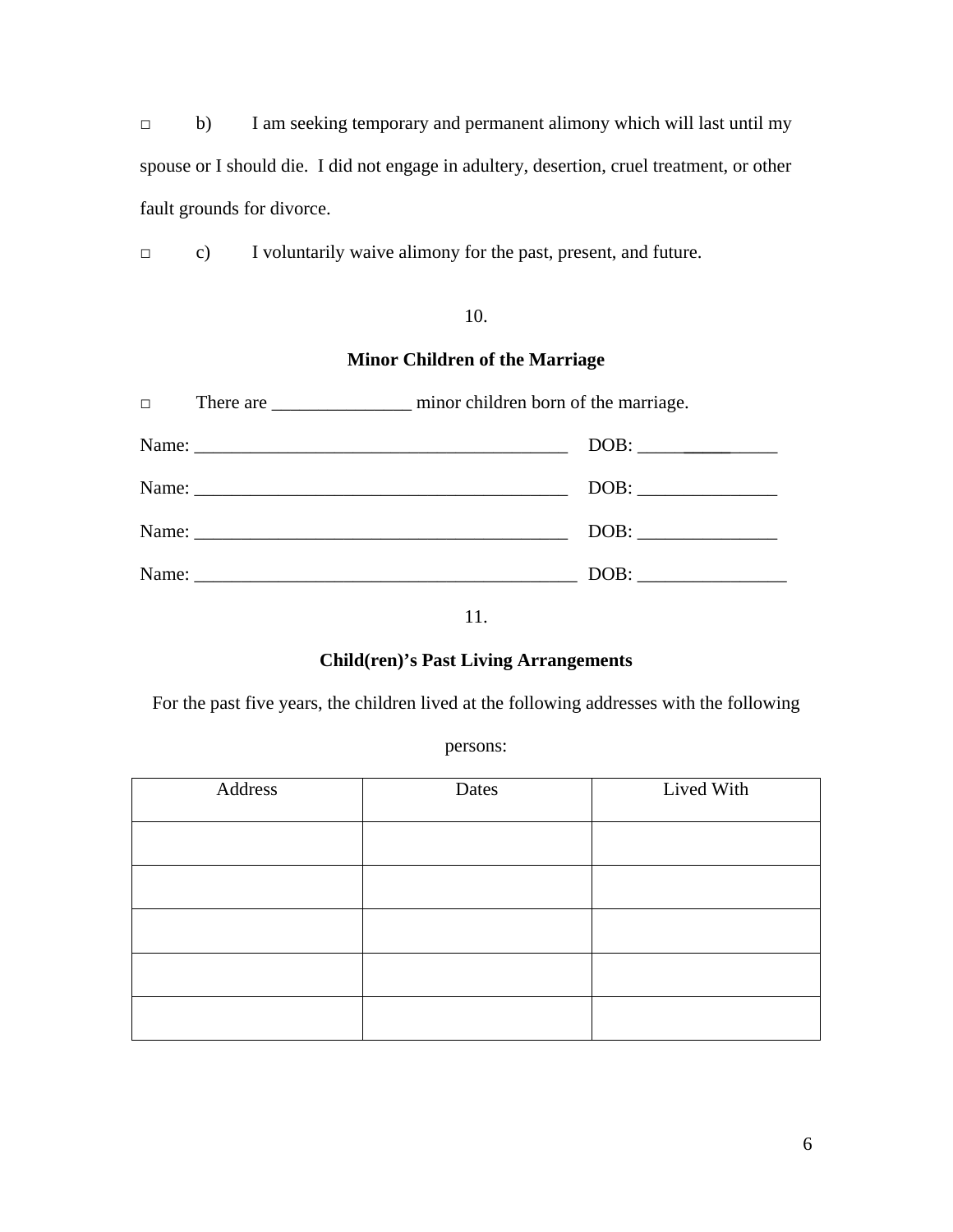□ b) I am seeking temporary and permanent alimony which will last until my spouse or I should die. I did not engage in adultery, desertion, cruel treatment, or other fault grounds for divorce.

□ c) I voluntarily waive alimony for the past, present, and future.

10.

**Minor Children of the Marriage**

□ There are _______________ minor children born of the marriage.

Name: ________________________________________ DOB: _______________

Name: ________________________________________ DOB: _______________

Name: ________________________________________ DOB: _______________

Name: _________________________________________ DOB: ________________

11.

**Child(ren)'s Past Living Arrangements**

For the past five years, the children lived at the following addresses with the following persons:

| Address | Dates | Lived With |
|---|---|---|
| | | |
| | | |
| | | |
| | | |
| | | |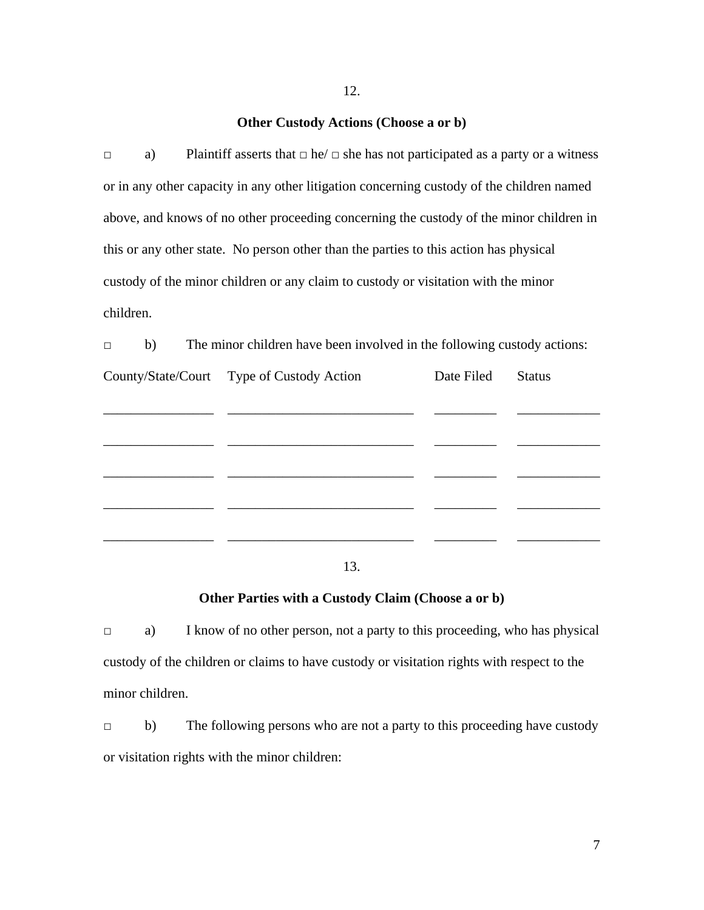12.

**Other Custody Actions (Choose a or b)**

□ a) Plaintiff asserts that □ he/ □ she has not participated as a party or a witness or in any other capacity in any other litigation concerning custody of the children named above, and knows of no other proceeding concerning the custody of the minor children in this or any other state. No person other than the parties to this action has physical custody of the minor children or any claim to custody or visitation with the minor children.

□ b) The minor children have been involved in the following custody actions:

| County/State/Court | Type of Custody Action | Date Filed | Status |
|---|---|---|---|
| ________________ | ___________________________ | _________ | ____________ |
| ________________ | ___________________________ | _________ | ____________ |
| ________________ | ___________________________ | _________ | ____________ |
| ________________ | ___________________________ | _________ | ____________ |
| ________________ | ___________________________ | _________ | ____________ |

13.

**Other Parties with a Custody Claim (Choose a or b)**

□ a) I know of no other person, not a party to this proceeding, who has physical custody of the children or claims to have custody or visitation rights with respect to the minor children.

□ b) The following persons who are not a party to this proceeding have custody or visitation rights with the minor children: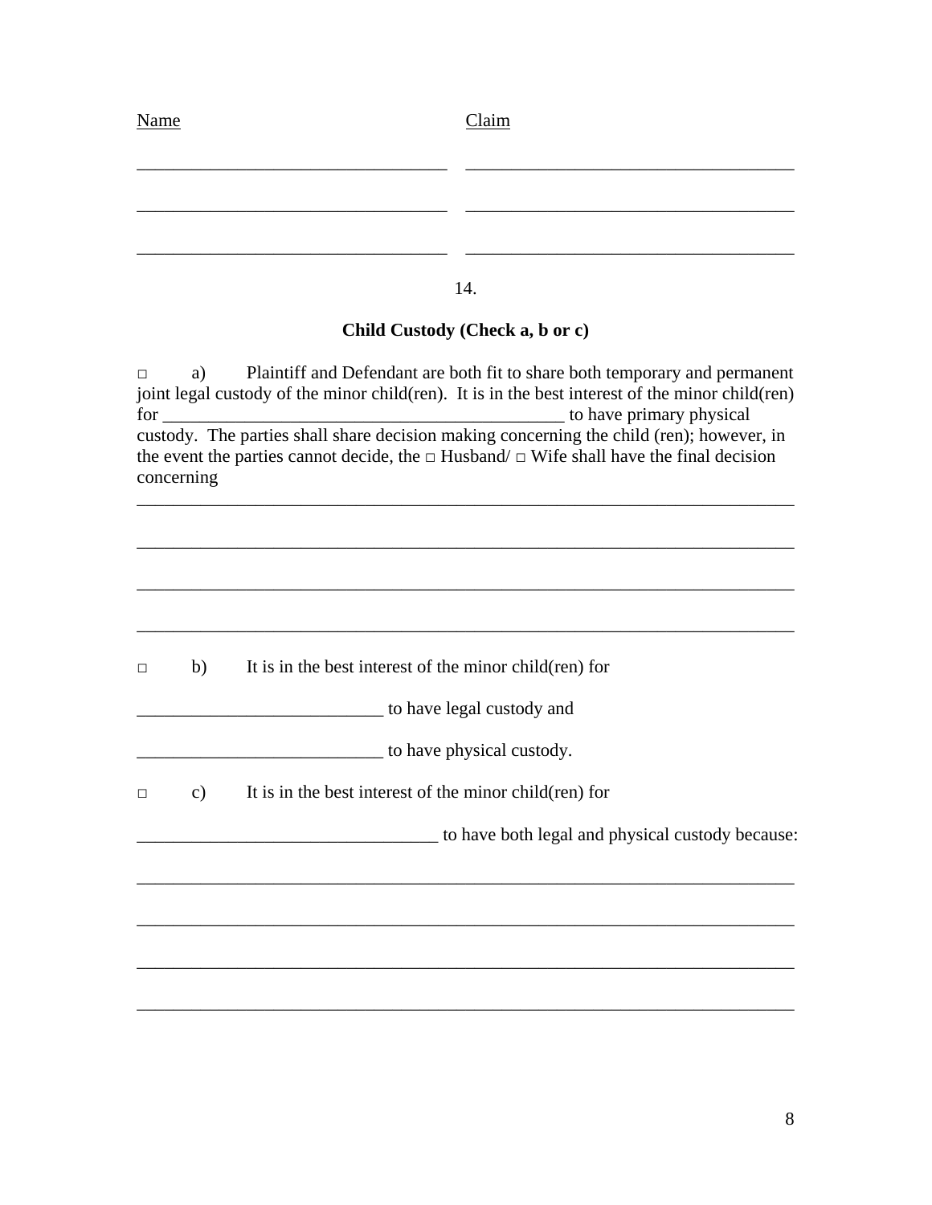| Name | Claim |
| --- | --- |
| ______________________________ | ______________________________ |
| ______________________________ | ______________________________ |
| ______________________________ | ______________________________ |

14.

**Child Custody (Check a, b or c)**

□ a) Plaintiff and Defendant are both fit to share both temporary and permanent joint legal custody of the minor child(ren). It is in the best interest of the minor child(ren) for ____________________________________________ to have primary physical custody. The parties shall share decision making concerning the child (ren); however, in the event the parties cannot decide, the □ Husband/ □ Wife shall have the final decision concerning

___________________________________________________________________________

___________________________________________________________________________

___________________________________________________________________________

___________________________________________________________________________

□ b) It is in the best interest of the minor child(ren) for

___________________________ to have legal custody and

___________________________ to have physical custody.

□ c) It is in the best interest of the minor child(ren) for

_________________________________ to have both legal and physical custody because:

___________________________________________________________________________

___________________________________________________________________________

___________________________________________________________________________

___________________________________________________________________________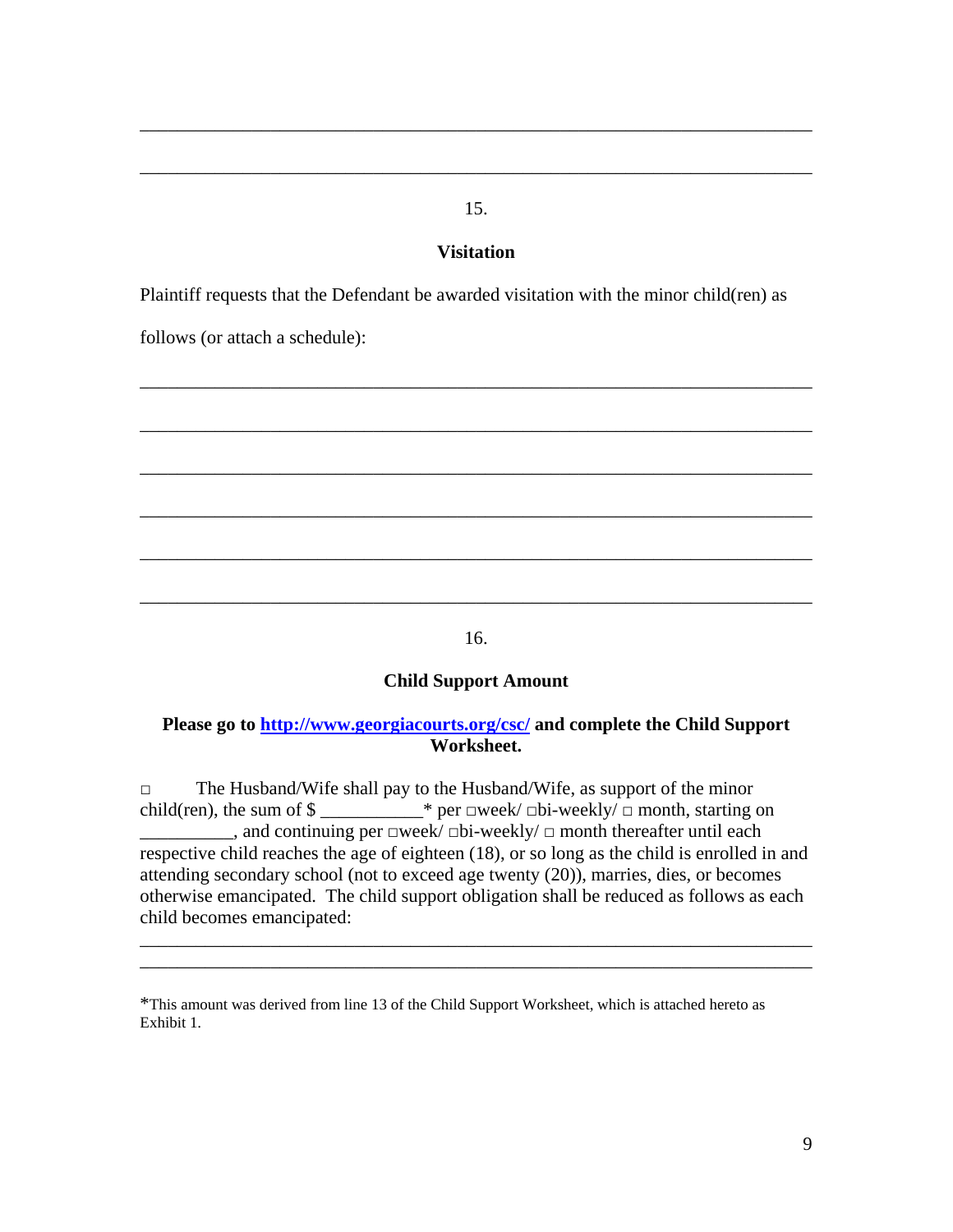\_\_\_\_\_\_\_\_\_\_\_\_\_\_\_\_\_\_\_\_\_\_\_\_\_\_\_\_\_\_\_\_\_\_\_\_\_\_\_\_\_\_\_\_\_\_\_\_\_\_\_\_\_\_\_\_\_\_\_\_\_\_\_\_\_\_\_\_\_\_

\_\_\_\_\_\_\_\_\_\_\_\_\_\_\_\_\_\_\_\_\_\_\_\_\_\_\_\_\_\_\_\_\_\_\_\_\_\_\_\_\_\_\_\_\_\_\_\_\_\_\_\_\_\_\_\_\_\_\_\_\_\_\_\_\_\_\_\_\_\_

15.

**Visitation**

Plaintiff requests that the Defendant be awarded visitation with the minor child(ren) as follows (or attach a schedule):

\_\_\_\_\_\_\_\_\_\_\_\_\_\_\_\_\_\_\_\_\_\_\_\_\_\_\_\_\_\_\_\_\_\_\_\_\_\_\_\_\_\_\_\_\_\_\_\_\_\_\_\_\_\_\_\_\_\_\_\_\_\_\_\_\_\_\_\_\_\_

\_\_\_\_\_\_\_\_\_\_\_\_\_\_\_\_\_\_\_\_\_\_\_\_\_\_\_\_\_\_\_\_\_\_\_\_\_\_\_\_\_\_\_\_\_\_\_\_\_\_\_\_\_\_\_\_\_\_\_\_\_\_\_\_\_\_\_\_\_\_

\_\_\_\_\_\_\_\_\_\_\_\_\_\_\_\_\_\_\_\_\_\_\_\_\_\_\_\_\_\_\_\_\_\_\_\_\_\_\_\_\_\_\_\_\_\_\_\_\_\_\_\_\_\_\_\_\_\_\_\_\_\_\_\_\_\_\_\_\_\_

\_\_\_\_\_\_\_\_\_\_\_\_\_\_\_\_\_\_\_\_\_\_\_\_\_\_\_\_\_\_\_\_\_\_\_\_\_\_\_\_\_\_\_\_\_\_\_\_\_\_\_\_\_\_\_\_\_\_\_\_\_\_\_\_\_\_\_\_\_\_

\_\_\_\_\_\_\_\_\_\_\_\_\_\_\_\_\_\_\_\_\_\_\_\_\_\_\_\_\_\_\_\_\_\_\_\_\_\_\_\_\_\_\_\_\_\_\_\_\_\_\_\_\_\_\_\_\_\_\_\_\_\_\_\_\_\_\_\_\_\_

\_\_\_\_\_\_\_\_\_\_\_\_\_\_\_\_\_\_\_\_\_\_\_\_\_\_\_\_\_\_\_\_\_\_\_\_\_\_\_\_\_\_\_\_\_\_\_\_\_\_\_\_\_\_\_\_\_\_\_\_\_\_\_\_\_\_\_\_\_\_

16.

**Child Support Amount**

**Please go to [http://www.georgiacourts.org/csc/](http://www.georgiacourts.org/csc/) and complete the Child Support Worksheet.**

□ The Husband/Wife shall pay to the Husband/Wife, as support of the minor child(ren), the sum of $ \_\_\_\_\_\_\_\_\_\_\_* per □week/ □bi-weekly/ □ month, starting on \_\_\_\_\_\_\_\_\_\_, and continuing per □week/ □bi-weekly/ □ month thereafter until each respective child reaches the age of eighteen (18), or so long as the child is enrolled in and attending secondary school (not to exceed age twenty (20)), marries, dies, or becomes otherwise emancipated. The child support obligation shall be reduced as follows as each child becomes emancipated:

\_\_\_\_\_\_\_\_\_\_\_\_\_\_\_\_\_\_\_\_\_\_\_\_\_\_\_\_\_\_\_\_\_\_\_\_\_\_\_\_\_\_\_\_\_\_\_\_\_\_\_\_\_\_\_\_\_\_\_\_\_\_\_\_\_\_\_\_\_\_

\_\_\_\_\_\_\_\_\_\_\_\_\_\_\_\_\_\_\_\_\_\_\_\_\_\_\_\_\_\_\_\_\_\_\_\_\_\_\_\_\_\_\_\_\_\_\_\_\_\_\_\_\_\_\_\_\_\_\_\_\_\_\_\_\_\_\_\_\_\_

*This amount was derived from line 13 of the Child Support Worksheet, which is attached hereto as Exhibit 1.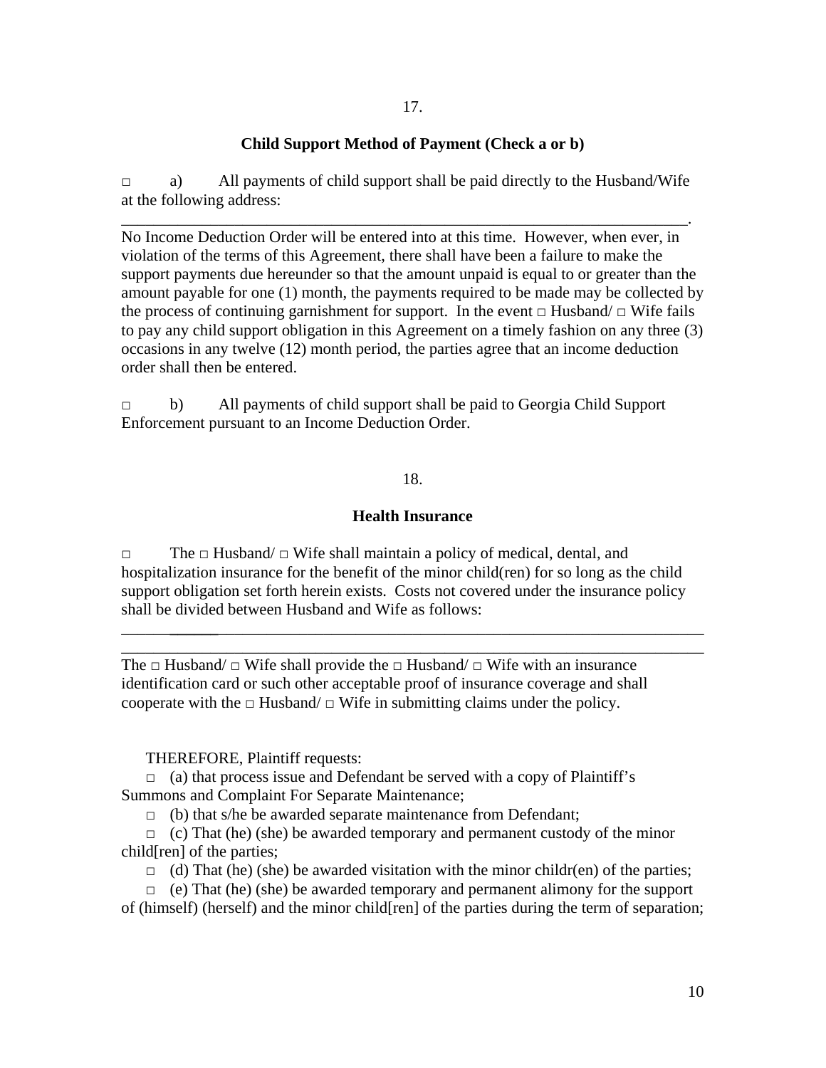17.

**Child Support Method of Payment (Check a or b)**

□ a) All payments of child support shall be paid directly to the Husband/Wife at the following address: _______________________________________________________________________.

No Income Deduction Order will be entered into at this time. However, when ever, in violation of the terms of this Agreement, there shall have been a failure to make the support payments due hereunder so that the amount unpaid is equal to or greater than the amount payable for one (1) month, the payments required to be made may be collected by the process of continuing garnishment for support. In the event □ Husband/ □ Wife fails to pay any child support obligation in this Agreement on a timely fashion on any three (3) occasions in any twelve (12) month period, the parties agree that an income deduction order shall then be entered.

□ b) All payments of child support shall be paid to Georgia Child Support Enforcement pursuant to an Income Deduction Order.

18.

**Health Insurance**

□ The □ Husband/ □ Wife shall maintain a policy of medical, dental, and hospitalization insurance for the benefit of the minor child(ren) for so long as the child support obligation set forth herein exists. Costs not covered under the insurance policy shall be divided between Husband and Wife as follows:

___________________________________________________________________________

___________________________________________________________________________

The □ Husband/ □ Wife shall provide the □ Husband/ □ Wife with an insurance identification card or such other acceptable proof of insurance coverage and shall cooperate with the □ Husband/ □ Wife in submitting claims under the policy.

THEREFORE, Plaintiff requests:

□ (a) that process issue and Defendant be served with a copy of Plaintiff's Summons and Complaint For Separate Maintenance;

□ (b) that s/he be awarded separate maintenance from Defendant;

□ (c) That (he) (she) be awarded temporary and permanent custody of the minor child[ren] of the parties;

□ (d) That (he) (she) be awarded visitation with the minor childr(en) of the parties;

□ (e) That (he) (she) be awarded temporary and permanent alimony for the support of (himself) (herself) and the minor child[ren] of the parties during the term of separation;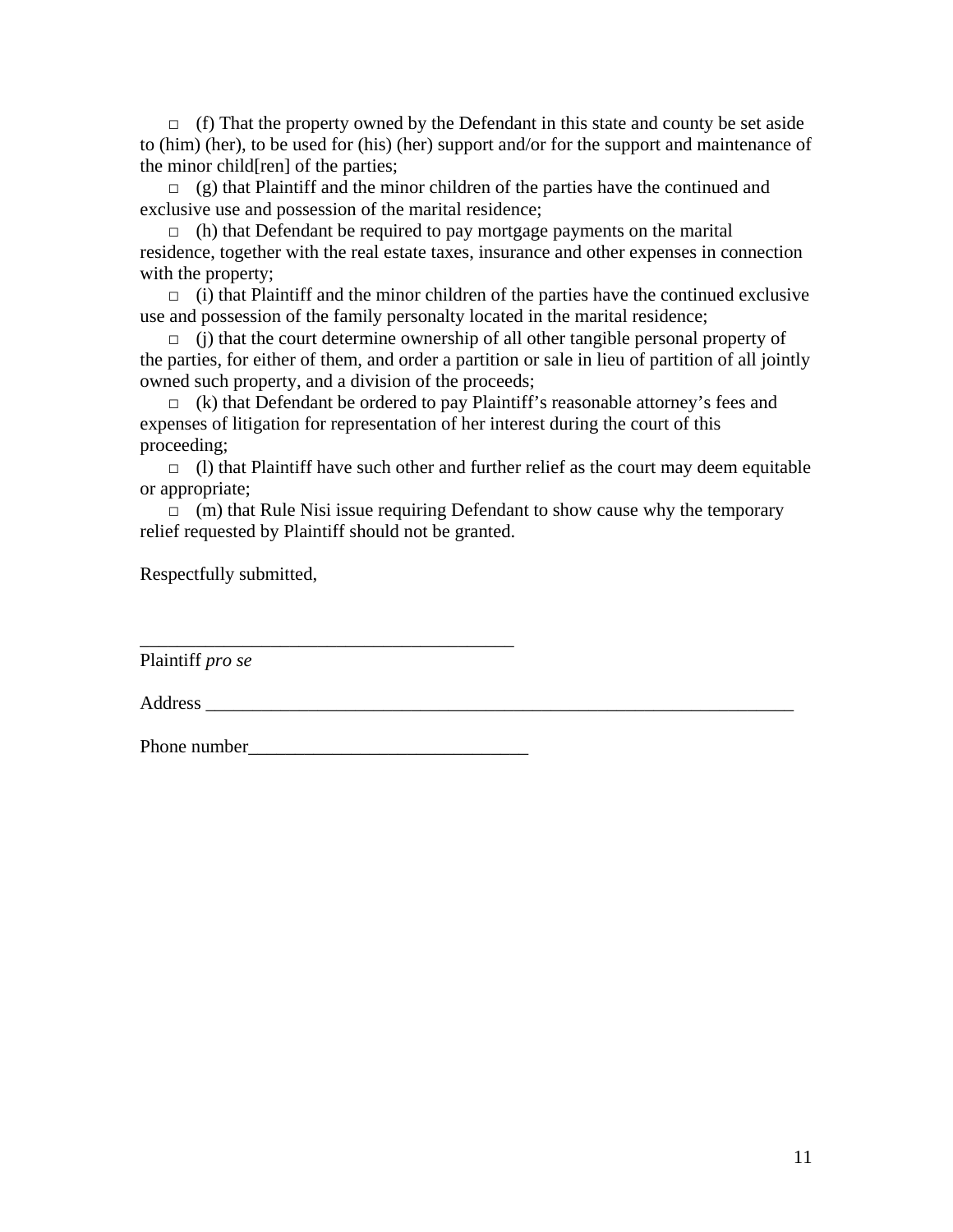□ (f) That the property owned by the Defendant in this state and county be set aside to (him) (her), to be used for (his) (her) support and/or for the support and maintenance of the minor child[ren] of the parties;

□ (g) that Plaintiff and the minor children of the parties have the continued and exclusive use and possession of the marital residence;

□ (h) that Defendant be required to pay mortgage payments on the marital residence, together with the real estate taxes, insurance and other expenses in connection with the property;

□ (i) that Plaintiff and the minor children of the parties have the continued exclusive use and possession of the family personalty located in the marital residence;

□ (j) that the court determine ownership of all other tangible personal property of the parties, for either of them, and order a partition or sale in lieu of partition of all jointly owned such property, and a division of the proceeds;

□ (k) that Defendant be ordered to pay Plaintiff's reasonable attorney's fees and expenses of litigation for representation of her interest during the court of this proceeding;

□ (l) that Plaintiff have such other and further relief as the court may deem equitable or appropriate;

□ (m) that Rule Nisi issue requiring Defendant to show cause why the temporary relief requested by Plaintiff should not be granted.

Respectfully submitted,

________________________________________
Plaintiff *pro se*

Address _________________________________________________________________

Phone number______________________________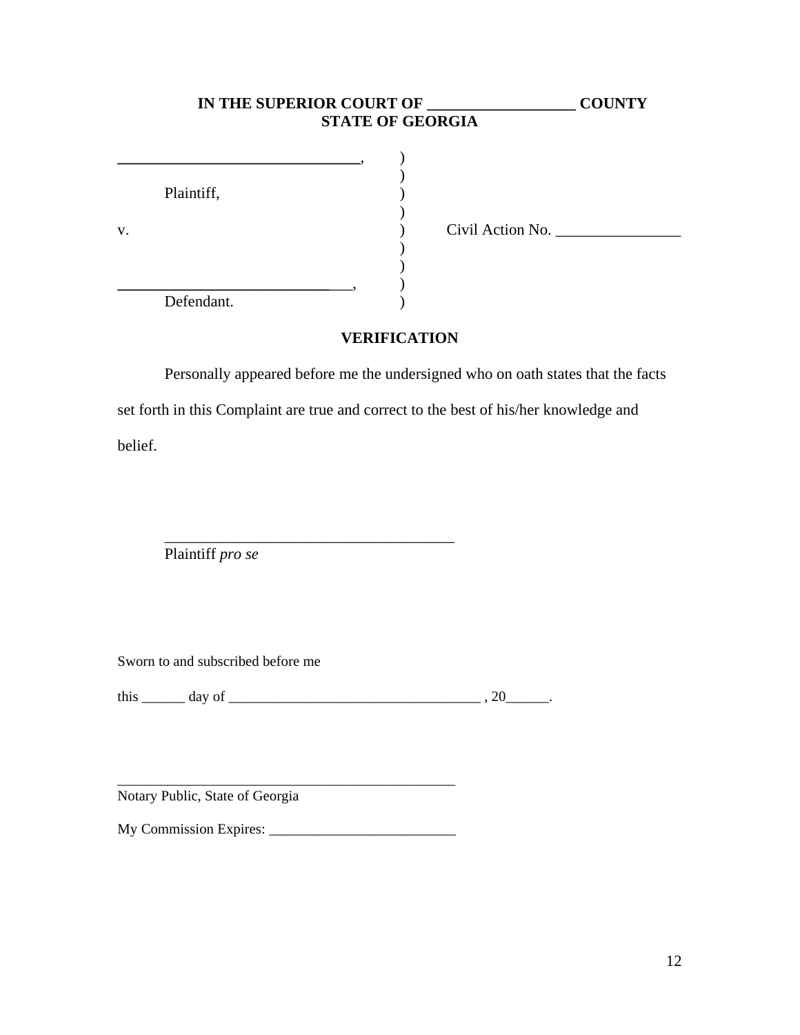**IN THE SUPERIOR COURT OF ___________________ COUNTY**
**STATE OF GEORGIA**

| | | |
|---|---|---|
| _______________________________, | ) | |
| | ) | |
| Plaintiff, | ) | |
| | ) | |
| v. | ) | Civil Action No. ________________ |
| | ) | |
| | ) | |
| _______________________________, | ) | |
| Defendant. | ) | |

**VERIFICATION**

Personally appeared before me the undersigned who on oath states that the facts set forth in this Complaint are true and correct to the best of his/her knowledge and belief.

______________________________________
Plaintiff *pro se*

Sworn to and subscribed before me

this ______ day of ___________________________________ , 20______.

_________________________________________________
Notary Public, State of Georgia

My Commission Expires: __________________________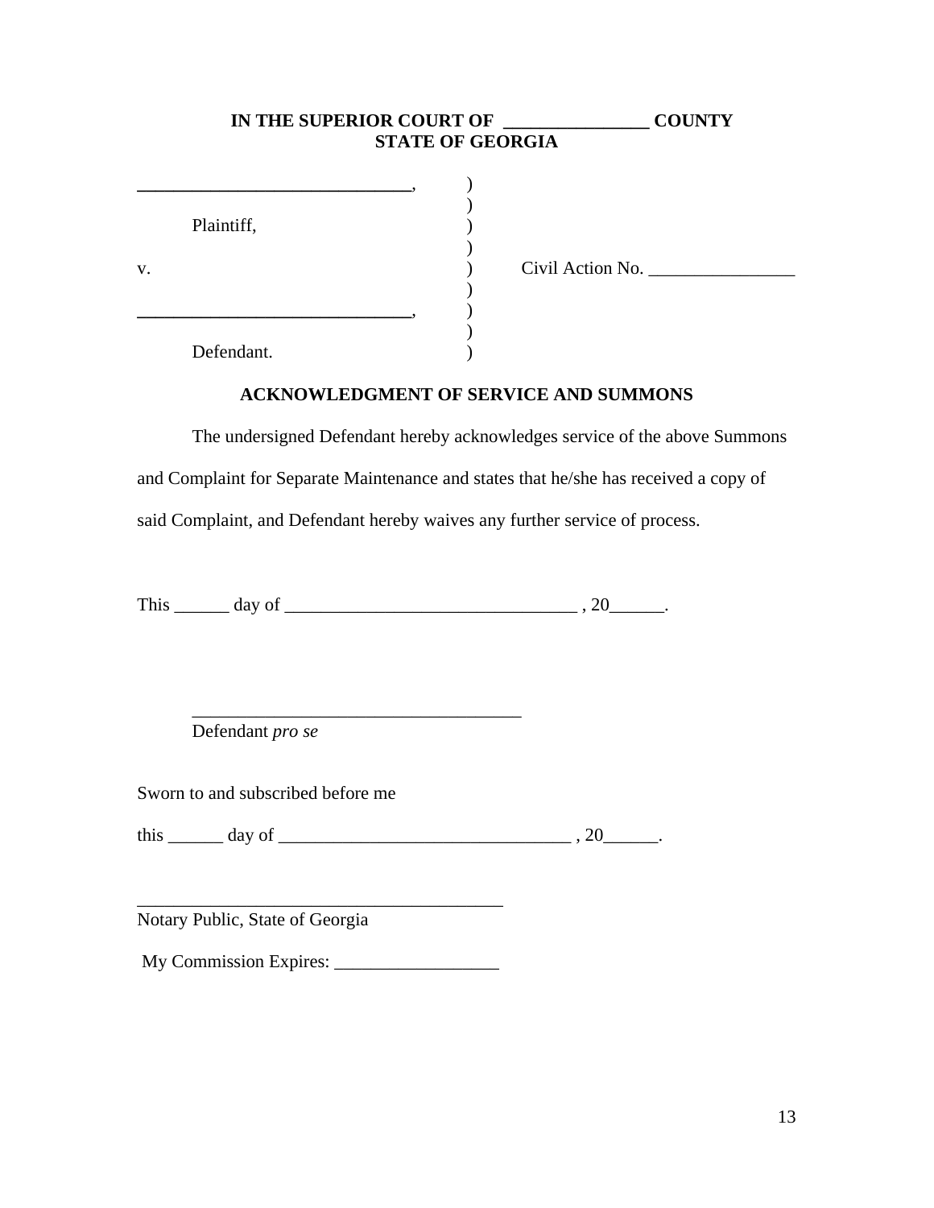**IN THE SUPERIOR COURT OF \_\_\_\_\_\_\_\_\_\_\_\_\_\_\_\_ COUNTY**
**STATE OF GEORGIA**

```
______________________________,     )
                                    )
        Plaintiff,                  )
                                    )
v.                                  )     Civil Action No. ________________
                                    )
______________________________,     )
                                    )
        Defendant.                  )
```

**ACKNOWLEDGMENT OF SERVICE AND SUMMONS**

The undersigned Defendant hereby acknowledges service of the above Summons and Complaint for Separate Maintenance and states that he/she has received a copy of said Complaint, and Defendant hereby waives any further service of process.

This ______ day of ________________________________ , 20______.

_____________________________________
Defendant *pro se*

Sworn to and subscribed before me

this ______ day of ________________________________ , 20______.

_________________________________________
Notary Public, State of Georgia

My Commission Expires: __________________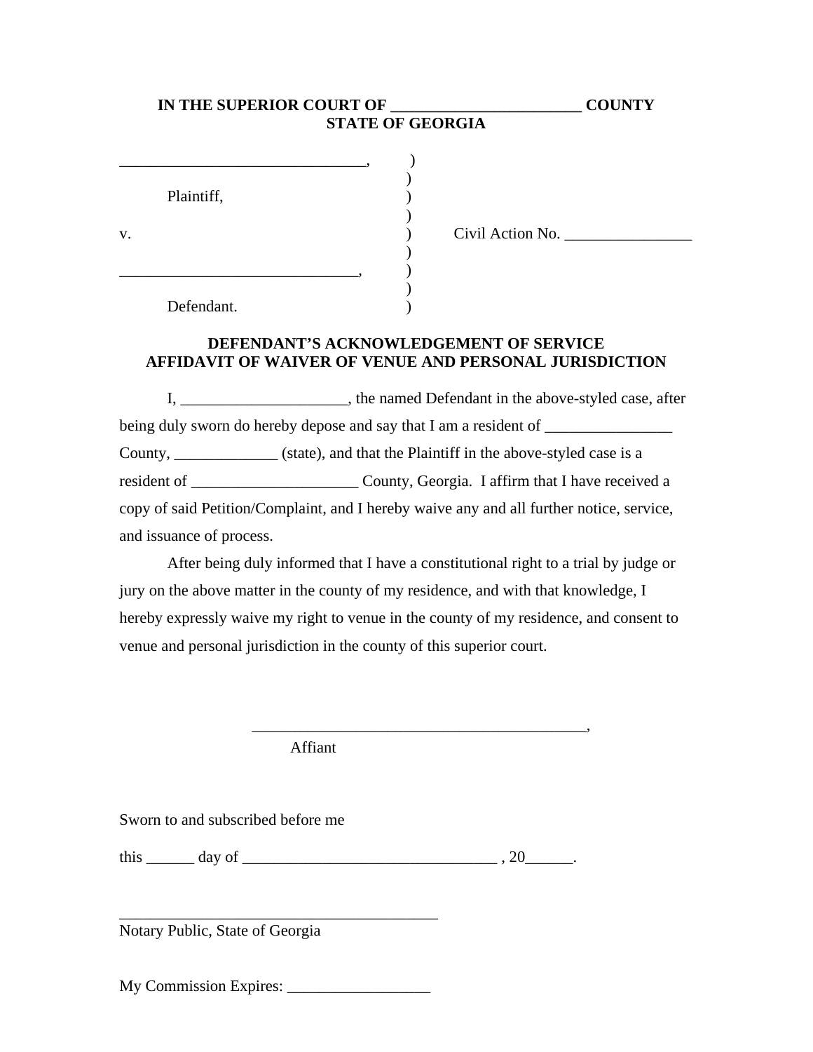**IN THE SUPERIOR COURT OF ________________________ COUNTY**
**STATE OF GEORGIA**

| | | |
|---|---|---|
| ______________________________, | ) | |
| | ) | |
| Plaintiff, | ) | |
| | ) | |
| v. | ) | Civil Action No. ________________ |
| | ) | |
| ______________________________, | ) | |
| | ) | |
| Defendant. | ) | |

**DEFENDANT'S ACKNOWLEDGEMENT OF SERVICE**
**AFFIDAVIT OF WAIVER OF VENUE AND PERSONAL JURISDICTION**

I, _____________________, the named Defendant in the above-styled case, after being duly sworn do hereby depose and say that I am a resident of ________________ County, _____________ (state), and that the Plaintiff in the above-styled case is a resident of _____________________ County, Georgia. I affirm that I have received a copy of said Petition/Complaint, and I hereby waive any and all further notice, service, and issuance of process.

After being duly informed that I have a constitutional right to a trial by judge or jury on the above matter in the county of my residence, and with that knowledge, I hereby expressly waive my right to venue in the county of my residence, and consent to venue and personal jurisdiction in the county of this superior court.

__________________________________________,
Affiant

Sworn to and subscribed before me

this ______ day of ________________________________ , 20______.

_________________________________________
Notary Public, State of Georgia

My Commission Expires: __________________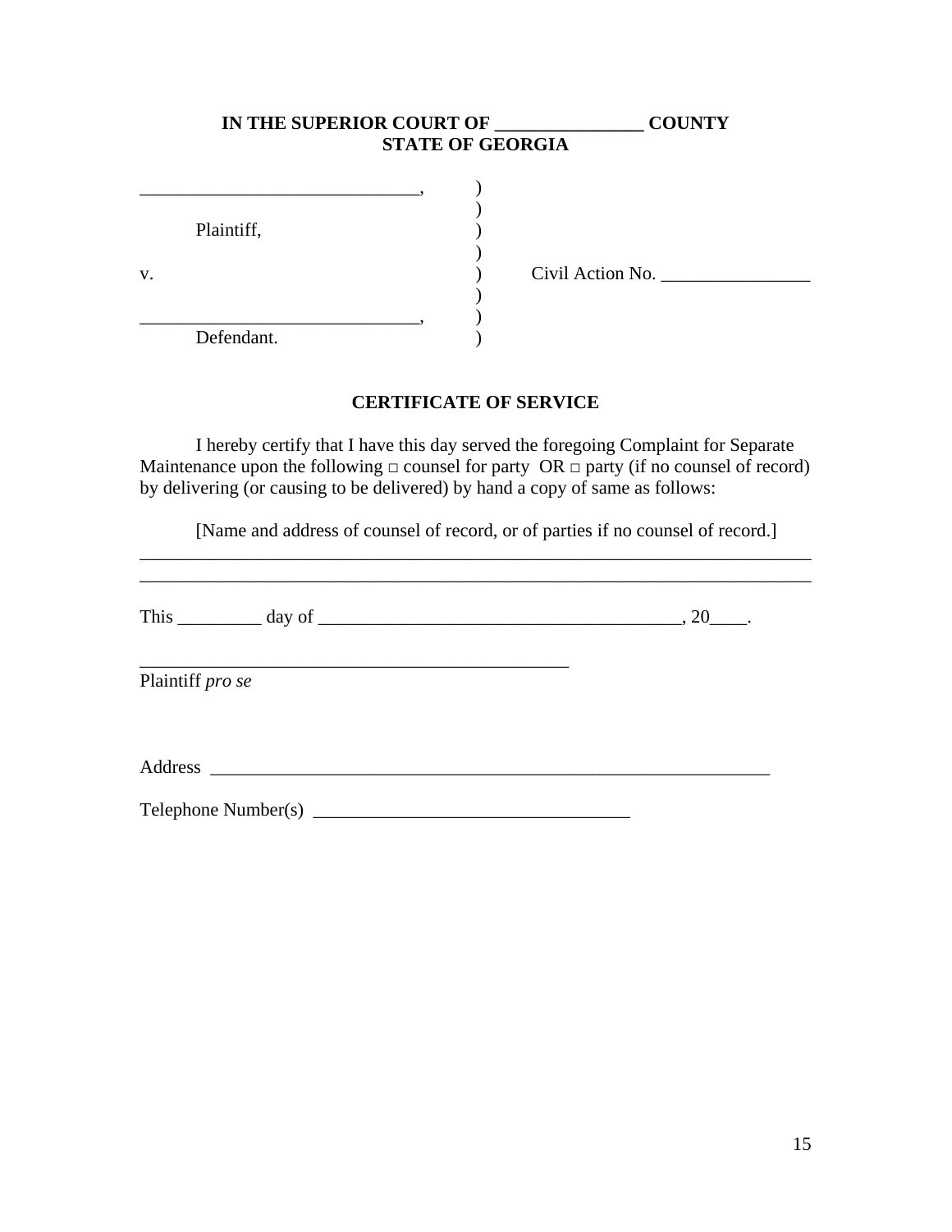**IN THE SUPERIOR COURT OF _______________ COUNTY**
**STATE OF GEORGIA**

| | | |
|---|---|---|
| _____________________________, | ) | |
| | ) | |
| Plaintiff, | ) | |
| | ) | |
| v. | ) | Civil Action No. ________________ |
| | ) | |
| _____________________________, | ) | |
| Defendant. | ) | |

**CERTIFICATE OF SERVICE**

I hereby certify that I have this day served the foregoing Complaint for Separate Maintenance upon the following □ counsel for party OR □ party (if no counsel of record) by delivering (or causing to be delivered) by hand a copy of same as follows:

[Name and address of counsel of record, or of parties if no counsel of record.]

___________________________________________________________________________

___________________________________________________________________________

This _________ day of _______________________________________, 20____.

_______________________________________________

Plaintiff *pro se*

Address ______________________________________________________________

Telephone Number(s) __________________________________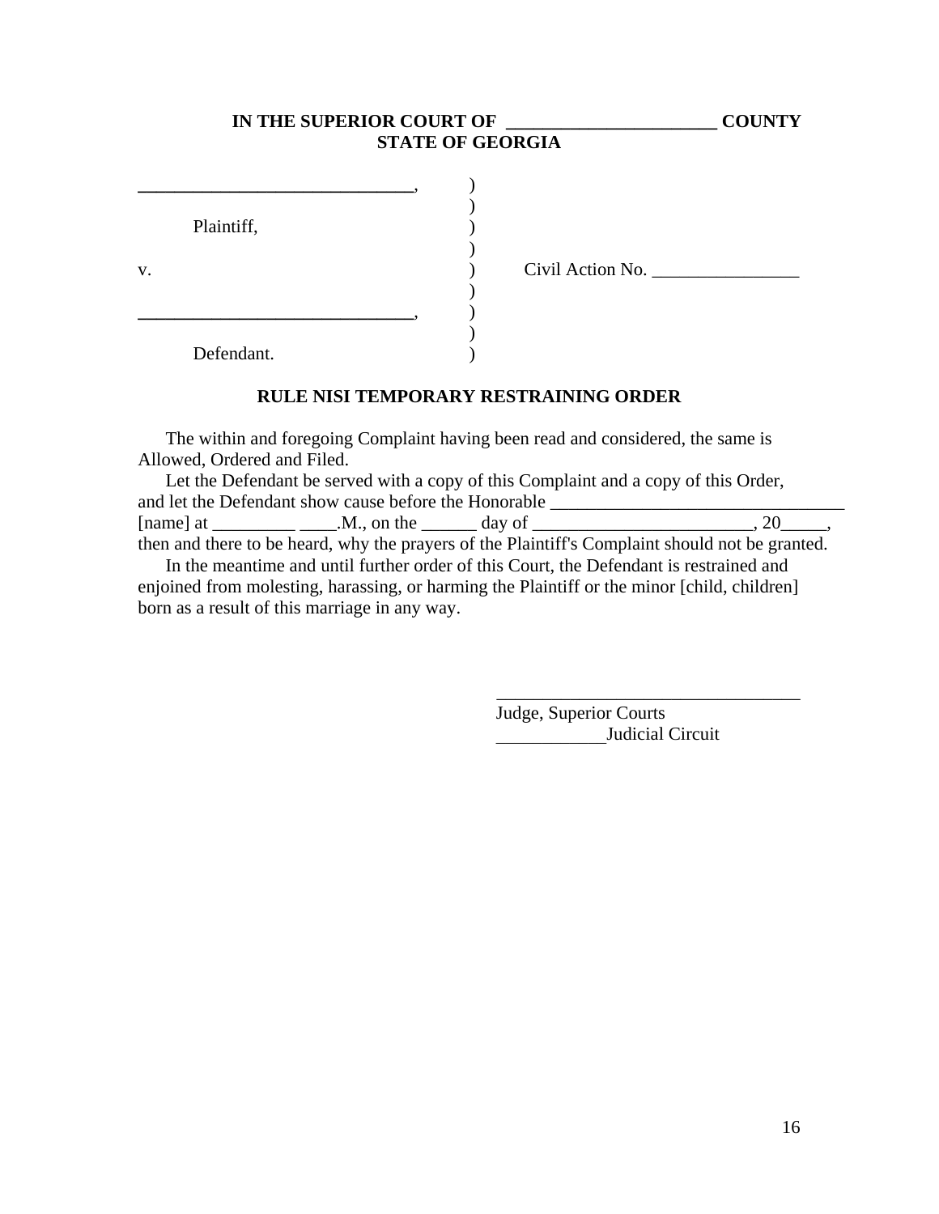**IN THE SUPERIOR COURT OF \_\_\_\_\_\_\_\_\_\_\_\_\_\_\_\_\_\_\_\_\_\_\_ COUNTY**
**STATE OF GEORGIA**

| | | |
|---|---|---|
| \_\_\_\_\_\_\_\_\_\_\_\_\_\_\_\_\_\_\_\_\_\_\_\_\_\_\_\_\_\_, | ) | |
| | ) | |
| Plaintiff, | ) | |
| | ) | |
| v. | ) | Civil Action No. \_\_\_\_\_\_\_\_\_\_\_\_\_\_\_\_ |
| | ) | |
| \_\_\_\_\_\_\_\_\_\_\_\_\_\_\_\_\_\_\_\_\_\_\_\_\_\_\_\_\_\_, | ) | |
| | ) | |
| Defendant. | ) | |

**RULE NISI TEMPORARY RESTRAINING ORDER**

The within and foregoing Complaint having been read and considered, the same is Allowed, Ordered and Filed.

Let the Defendant be served with a copy of this Complaint and a copy of this Order, and let the Defendant show cause before the Honorable \_\_\_\_\_\_\_\_\_\_\_\_\_\_\_\_\_\_\_\_\_\_\_\_\_\_\_\_\_\_\_\_\_ [name] at \_\_\_\_\_\_\_\_\_ \_\_\_\_.M., on the \_\_\_\_\_\_ day of \_\_\_\_\_\_\_\_\_\_\_\_\_\_\_\_\_\_\_\_\_\_\_\_\_, 20\_\_\_\_\_, then and there to be heard, why the prayers of the Plaintiff's Complaint should not be granted.

In the meantime and until further order of this Court, the Defendant is restrained and enjoined from molesting, harassing, or harming the Plaintiff or the minor [child, children] born as a result of this marriage in any way.

\_\_\_\_\_\_\_\_\_\_\_\_\_\_\_\_\_\_\_\_\_\_\_\_\_\_\_\_\_\_\_\_\_\_
Judge, Superior Courts
\_\_\_\_\_\_\_\_\_\_\_\_Judicial Circuit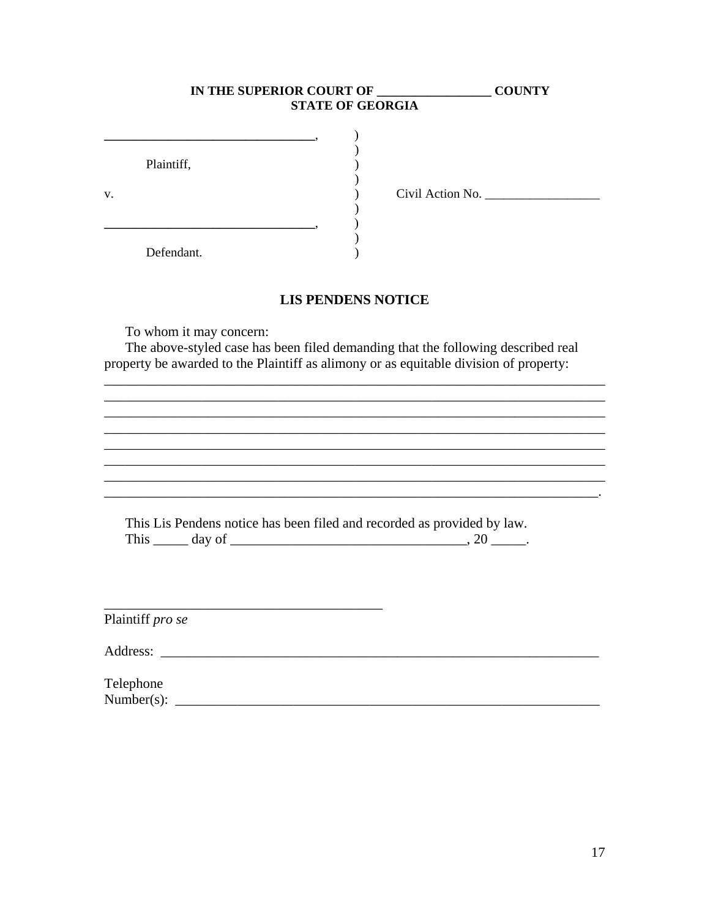**IN THE SUPERIOR COURT OF __________________ COUNTY**
**STATE OF GEORGIA**

________________________________,
Plaintiff,

v.                                                    Civil Action No. __________________

________________________________,
Defendant.

## LIS PENDENS NOTICE

To whom it may concern:

The above-styled case has been filed demanding that the following described real property be awarded to the Plaintiff as alimony or as equitable division of property:

____________________________________________________________________________
____________________________________________________________________________
____________________________________________________________________________
____________________________________________________________________________
____________________________________________________________________________
____________________________________________________________________________
____________________________________________________________________________
___________________________________________________________________________.

This Lis Pendens notice has been filed and recorded as provided by law.

This _____ day of ___________________________________, 20 _____.

________________________________________
Plaintiff *pro se*

Address: _________________________________________________________________

Telephone
Number(s): _______________________________________________________________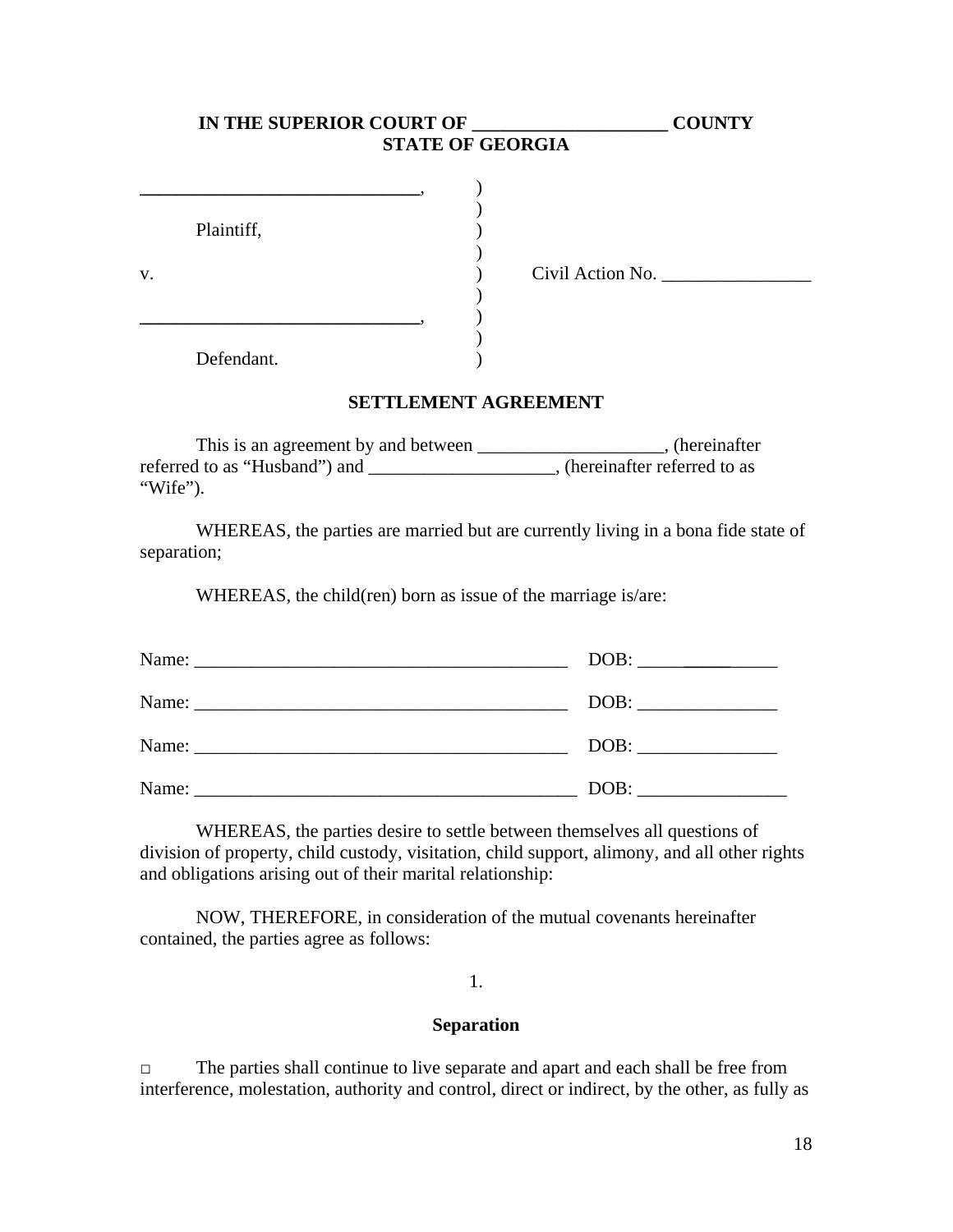**IN THE SUPERIOR COURT OF ____________________ COUNTY**
**STATE OF GEORGIA**

______________________________,
Plaintiff,

v.                                                                 Civil Action No. ________________

______________________________,
Defendant.

## SETTLEMENT AGREEMENT

This is an agreement by and between ____________________, (hereinafter referred to as "Husband") and ____________________, (hereinafter referred to as "Wife").

WHEREAS, the parties are married but are currently living in a bona fide state of separation;

WHEREAS, the child(ren) born as issue of the marriage is/are:

Name: _________________________________________ DOB: _______________

Name: _________________________________________ DOB: _______________

Name: _________________________________________ DOB: _______________

Name: __________________________________________ DOB: ________________

WHEREAS, the parties desire to settle between themselves all questions of division of property, child custody, visitation, child support, alimony, and all other rights and obligations arising out of their marital relationship:

NOW, THEREFORE, in consideration of the mutual covenants hereinafter contained, the parties agree as follows:

1.

**Separation**

□ The parties shall continue to live separate and apart and each shall be free from interference, molestation, authority and control, direct or indirect, by the other, as fully as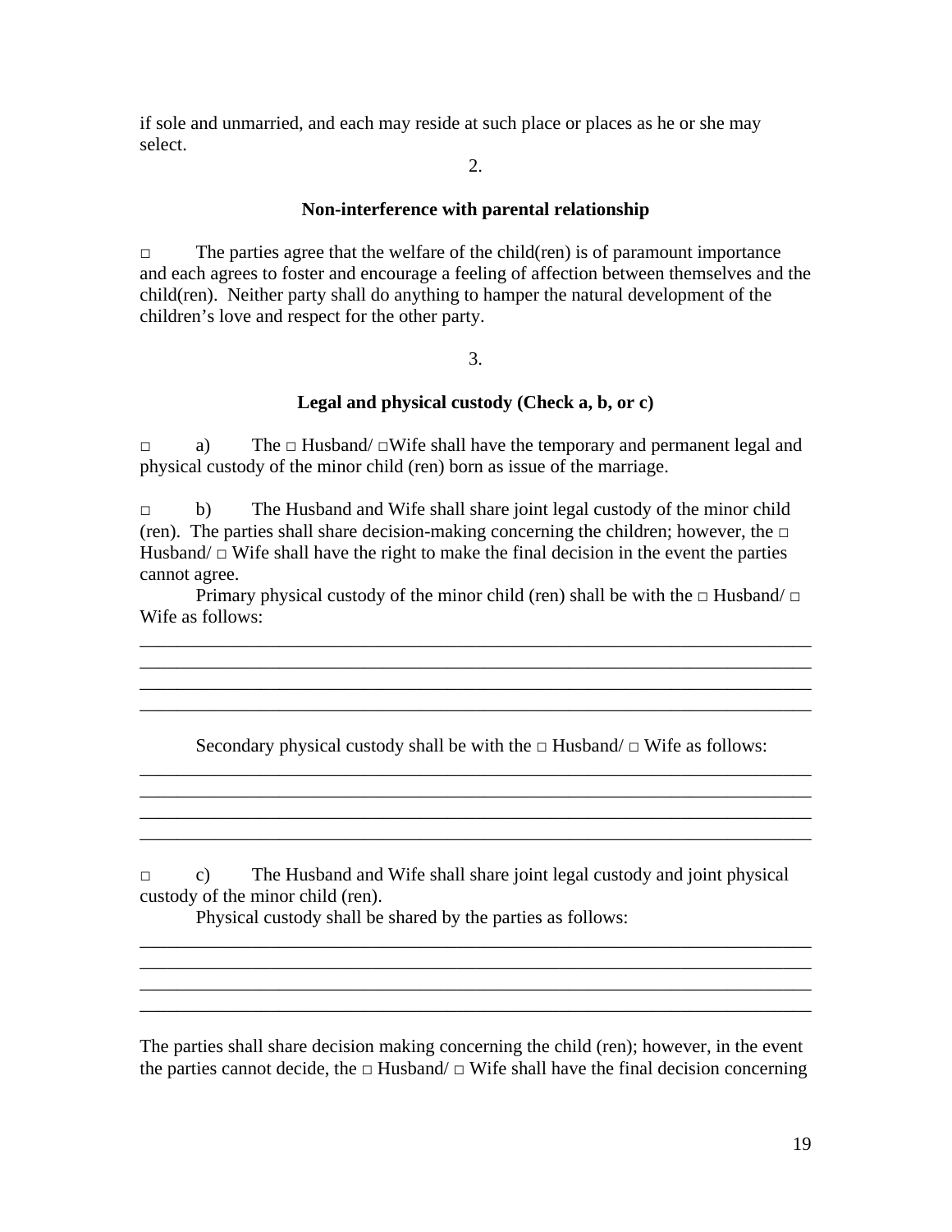if sole and unmarried, and each may reside at such place or places as he or she may select.

2.

**Non-interference with parental relationship**

□ The parties agree that the welfare of the child(ren) is of paramount importance and each agrees to foster and encourage a feeling of affection between themselves and the child(ren). Neither party shall do anything to hamper the natural development of the children's love and respect for the other party.

3.

**Legal and physical custody (Check a, b, or c)**

□ a) The □ Husband/ □Wife shall have the temporary and permanent legal and physical custody of the minor child (ren) born as issue of the marriage.

□ b) The Husband and Wife shall share joint legal custody of the minor child (ren). The parties shall share decision-making concerning the children; however, the □ Husband/ □ Wife shall have the right to make the final decision in the event the parties cannot agree.

Primary physical custody of the minor child (ren) shall be with the □ Husband/ □ Wife as follows:

\_\_\_\_\_\_\_\_\_\_\_\_\_\_\_\_\_\_\_\_\_\_\_\_\_\_\_\_\_\_\_\_\_\_\_\_\_\_\_\_\_\_\_\_\_\_\_\_\_\_\_\_\_\_\_\_\_\_\_\_\_\_\_\_\_\_\_\_\_\_\_\_
\_\_\_\_\_\_\_\_\_\_\_\_\_\_\_\_\_\_\_\_\_\_\_\_\_\_\_\_\_\_\_\_\_\_\_\_\_\_\_\_\_\_\_\_\_\_\_\_\_\_\_\_\_\_\_\_\_\_\_\_\_\_\_\_\_\_\_\_\_\_\_\_
\_\_\_\_\_\_\_\_\_\_\_\_\_\_\_\_\_\_\_\_\_\_\_\_\_\_\_\_\_\_\_\_\_\_\_\_\_\_\_\_\_\_\_\_\_\_\_\_\_\_\_\_\_\_\_\_\_\_\_\_\_\_\_\_\_\_\_\_\_\_\_\_
\_\_\_\_\_\_\_\_\_\_\_\_\_\_\_\_\_\_\_\_\_\_\_\_\_\_\_\_\_\_\_\_\_\_\_\_\_\_\_\_\_\_\_\_\_\_\_\_\_\_\_\_\_\_\_\_\_\_\_\_\_\_\_\_\_\_\_\_\_\_\_\_

Secondary physical custody shall be with the □ Husband/ □ Wife as follows:

\_\_\_\_\_\_\_\_\_\_\_\_\_\_\_\_\_\_\_\_\_\_\_\_\_\_\_\_\_\_\_\_\_\_\_\_\_\_\_\_\_\_\_\_\_\_\_\_\_\_\_\_\_\_\_\_\_\_\_\_\_\_\_\_\_\_\_\_\_\_\_\_
\_\_\_\_\_\_\_\_\_\_\_\_\_\_\_\_\_\_\_\_\_\_\_\_\_\_\_\_\_\_\_\_\_\_\_\_\_\_\_\_\_\_\_\_\_\_\_\_\_\_\_\_\_\_\_\_\_\_\_\_\_\_\_\_\_\_\_\_\_\_\_\_
\_\_\_\_\_\_\_\_\_\_\_\_\_\_\_\_\_\_\_\_\_\_\_\_\_\_\_\_\_\_\_\_\_\_\_\_\_\_\_\_\_\_\_\_\_\_\_\_\_\_\_\_\_\_\_\_\_\_\_\_\_\_\_\_\_\_\_\_\_\_\_\_
\_\_\_\_\_\_\_\_\_\_\_\_\_\_\_\_\_\_\_\_\_\_\_\_\_\_\_\_\_\_\_\_\_\_\_\_\_\_\_\_\_\_\_\_\_\_\_\_\_\_\_\_\_\_\_\_\_\_\_\_\_\_\_\_\_\_\_\_\_\_\_\_

□ c) The Husband and Wife shall share joint legal custody and joint physical custody of the minor child (ren).

Physical custody shall be shared by the parties as follows:

\_\_\_\_\_\_\_\_\_\_\_\_\_\_\_\_\_\_\_\_\_\_\_\_\_\_\_\_\_\_\_\_\_\_\_\_\_\_\_\_\_\_\_\_\_\_\_\_\_\_\_\_\_\_\_\_\_\_\_\_\_\_\_\_\_\_\_\_\_\_\_\_
\_\_\_\_\_\_\_\_\_\_\_\_\_\_\_\_\_\_\_\_\_\_\_\_\_\_\_\_\_\_\_\_\_\_\_\_\_\_\_\_\_\_\_\_\_\_\_\_\_\_\_\_\_\_\_\_\_\_\_\_\_\_\_\_\_\_\_\_\_\_\_\_
\_\_\_\_\_\_\_\_\_\_\_\_\_\_\_\_\_\_\_\_\_\_\_\_\_\_\_\_\_\_\_\_\_\_\_\_\_\_\_\_\_\_\_\_\_\_\_\_\_\_\_\_\_\_\_\_\_\_\_\_\_\_\_\_\_\_\_\_\_\_\_\_
\_\_\_\_\_\_\_\_\_\_\_\_\_\_\_\_\_\_\_\_\_\_\_\_\_\_\_\_\_\_\_\_\_\_\_\_\_\_\_\_\_\_\_\_\_\_\_\_\_\_\_\_\_\_\_\_\_\_\_\_\_\_\_\_\_\_\_\_\_\_\_\_

The parties shall share decision making concerning the child (ren); however, in the event the parties cannot decide, the □ Husband/ □ Wife shall have the final decision concerning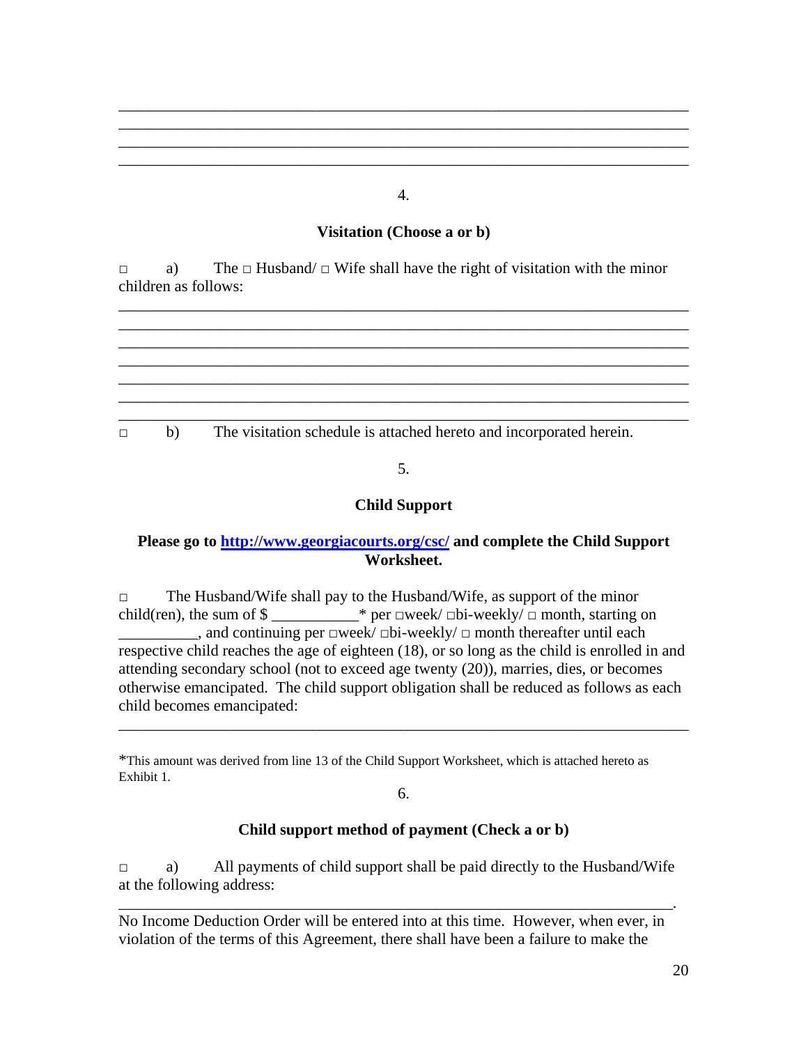\_\_\_\_\_\_\_\_\_\_\_\_\_\_\_\_\_\_\_\_\_\_\_\_\_\_\_\_\_\_\_\_\_\_\_\_\_\_\_\_\_\_\_\_\_\_\_\_\_\_\_\_\_\_\_\_\_\_\_\_\_\_\_\_\_\_\_\_\_\_
\_\_\_\_\_\_\_\_\_\_\_\_\_\_\_\_\_\_\_\_\_\_\_\_\_\_\_\_\_\_\_\_\_\_\_\_\_\_\_\_\_\_\_\_\_\_\_\_\_\_\_\_\_\_\_\_\_\_\_\_\_\_\_\_\_\_\_\_\_\_
\_\_\_\_\_\_\_\_\_\_\_\_\_\_\_\_\_\_\_\_\_\_\_\_\_\_\_\_\_\_\_\_\_\_\_\_\_\_\_\_\_\_\_\_\_\_\_\_\_\_\_\_\_\_\_\_\_\_\_\_\_\_\_\_\_\_\_\_\_\_
\_\_\_\_\_\_\_\_\_\_\_\_\_\_\_\_\_\_\_\_\_\_\_\_\_\_\_\_\_\_\_\_\_\_\_\_\_\_\_\_\_\_\_\_\_\_\_\_\_\_\_\_\_\_\_\_\_\_\_\_\_\_\_\_\_\_\_\_\_\_

4.

**Visitation (Choose a or b)**

□ a) The □ Husband/ □ Wife shall have the right of visitation with the minor children as follows:

\_\_\_\_\_\_\_\_\_\_\_\_\_\_\_\_\_\_\_\_\_\_\_\_\_\_\_\_\_\_\_\_\_\_\_\_\_\_\_\_\_\_\_\_\_\_\_\_\_\_\_\_\_\_\_\_\_\_\_\_\_\_\_\_\_\_\_\_\_\_
\_\_\_\_\_\_\_\_\_\_\_\_\_\_\_\_\_\_\_\_\_\_\_\_\_\_\_\_\_\_\_\_\_\_\_\_\_\_\_\_\_\_\_\_\_\_\_\_\_\_\_\_\_\_\_\_\_\_\_\_\_\_\_\_\_\_\_\_\_\_
\_\_\_\_\_\_\_\_\_\_\_\_\_\_\_\_\_\_\_\_\_\_\_\_\_\_\_\_\_\_\_\_\_\_\_\_\_\_\_\_\_\_\_\_\_\_\_\_\_\_\_\_\_\_\_\_\_\_\_\_\_\_\_\_\_\_\_\_\_\_
\_\_\_\_\_\_\_\_\_\_\_\_\_\_\_\_\_\_\_\_\_\_\_\_\_\_\_\_\_\_\_\_\_\_\_\_\_\_\_\_\_\_\_\_\_\_\_\_\_\_\_\_\_\_\_\_\_\_\_\_\_\_\_\_\_\_\_\_\_\_
\_\_\_\_\_\_\_\_\_\_\_\_\_\_\_\_\_\_\_\_\_\_\_\_\_\_\_\_\_\_\_\_\_\_\_\_\_\_\_\_\_\_\_\_\_\_\_\_\_\_\_\_\_\_\_\_\_\_\_\_\_\_\_\_\_\_\_\_\_\_
\_\_\_\_\_\_\_\_\_\_\_\_\_\_\_\_\_\_\_\_\_\_\_\_\_\_\_\_\_\_\_\_\_\_\_\_\_\_\_\_\_\_\_\_\_\_\_\_\_\_\_\_\_\_\_\_\_\_\_\_\_\_\_\_\_\_\_\_\_\_
\_\_\_\_\_\_\_\_\_\_\_\_\_\_\_\_\_\_\_\_\_\_\_\_\_\_\_\_\_\_\_\_\_\_\_\_\_\_\_\_\_\_\_\_\_\_\_\_\_\_\_\_\_\_\_\_\_\_\_\_\_\_\_\_\_\_\_\_\_\_

□ b) The visitation schedule is attached hereto and incorporated herein.

5.

**Child Support**

**Please go to [http://www.georgiacourts.org/csc/](http://www.georgiacourts.org/csc/) and complete the Child Support Worksheet.**

□ The Husband/Wife shall pay to the Husband/Wife, as support of the minor child(ren), the sum of $ \_\_\_\_\_\_\_\_\_\_\_* per □week/ □bi-weekly/ □ month, starting on \_\_\_\_\_\_\_\_\_\_, and continuing per □week/ □bi-weekly/ □ month thereafter until each respective child reaches the age of eighteen (18), or so long as the child is enrolled in and attending secondary school (not to exceed age twenty (20)), marries, dies, or becomes otherwise emancipated. The child support obligation shall be reduced as follows as each child becomes emancipated:

\_\_\_\_\_\_\_\_\_\_\_\_\_\_\_\_\_\_\_\_\_\_\_\_\_\_\_\_\_\_\_\_\_\_\_\_\_\_\_\_\_\_\_\_\_\_\_\_\_\_\_\_\_\_\_\_\_\_\_\_\_\_\_\_\_\_\_\_\_\_

*This amount was derived from line 13 of the Child Support Worksheet, which is attached hereto as Exhibit 1.

6.

**Child support method of payment (Check a or b)**

□ a) All payments of child support shall be paid directly to the Husband/Wife at the following address:

\_\_\_\_\_\_\_\_\_\_\_\_\_\_\_\_\_\_\_\_\_\_\_\_\_\_\_\_\_\_\_\_\_\_\_\_\_\_\_\_\_\_\_\_\_\_\_\_\_\_\_\_\_\_\_\_\_\_\_\_\_\_\_\_\_\_\_\_\_.

No Income Deduction Order will be entered into at this time. However, when ever, in violation of the terms of this Agreement, there shall have been a failure to make the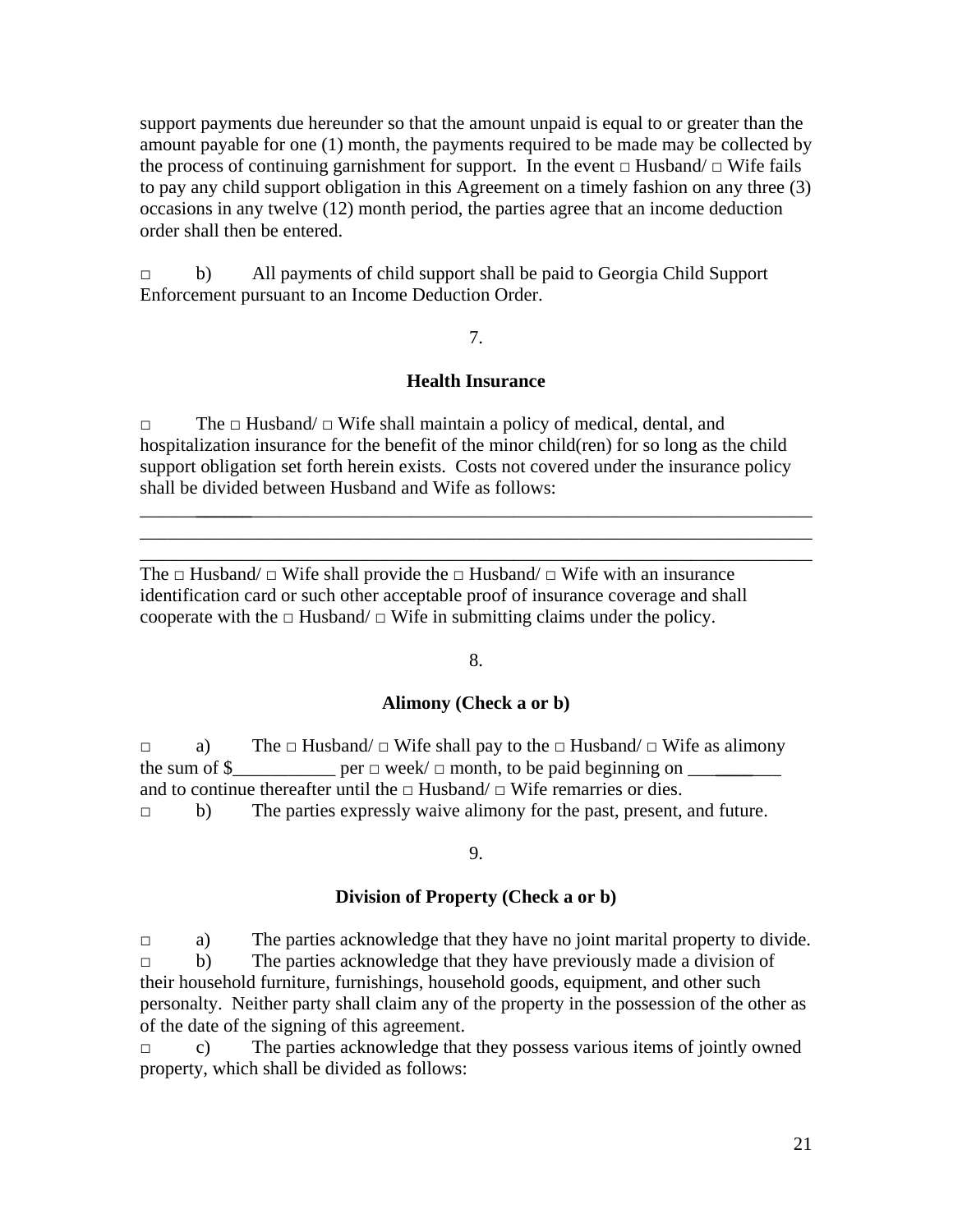support payments due hereunder so that the amount unpaid is equal to or greater than the amount payable for one (1) month, the payments required to be made may be collected by the process of continuing garnishment for support. In the event □ Husband/ □ Wife fails to pay any child support obligation in this Agreement on a timely fashion on any three (3) occasions in any twelve (12) month period, the parties agree that an income deduction order shall then be entered.

□ b) All payments of child support shall be paid to Georgia Child Support Enforcement pursuant to an Income Deduction Order.

7.

**Health Insurance**

□ The □ Husband/ □ Wife shall maintain a policy of medical, dental, and hospitalization insurance for the benefit of the minor child(ren) for so long as the child support obligation set forth herein exists. Costs not covered under the insurance policy shall be divided between Husband and Wife as follows:

___________________________________________________________________________
___________________________________________________________________________
___________________________________________________________________________

The □ Husband/ □ Wife shall provide the □ Husband/ □ Wife with an insurance identification card or such other acceptable proof of insurance coverage and shall cooperate with the □ Husband/ □ Wife in submitting claims under the policy.

8.

**Alimony (Check a or b)**

□ a) The □ Husband/ □ Wife shall pay to the □ Husband/ □ Wife as alimony the sum of $___________ per □ week/ □ month, to be paid beginning on __________ and to continue thereafter until the □ Husband/ □ Wife remarries or dies.
□ b) The parties expressly waive alimony for the past, present, and future.

9.

**Division of Property (Check a or b)**

□ a) The parties acknowledge that they have no joint marital property to divide.
□ b) The parties acknowledge that they have previously made a division of their household furniture, furnishings, household goods, equipment, and other such personalty. Neither party shall claim any of the property in the possession of the other as of the date of the signing of this agreement.
□ c) The parties acknowledge that they possess various items of jointly owned property, which shall be divided as follows: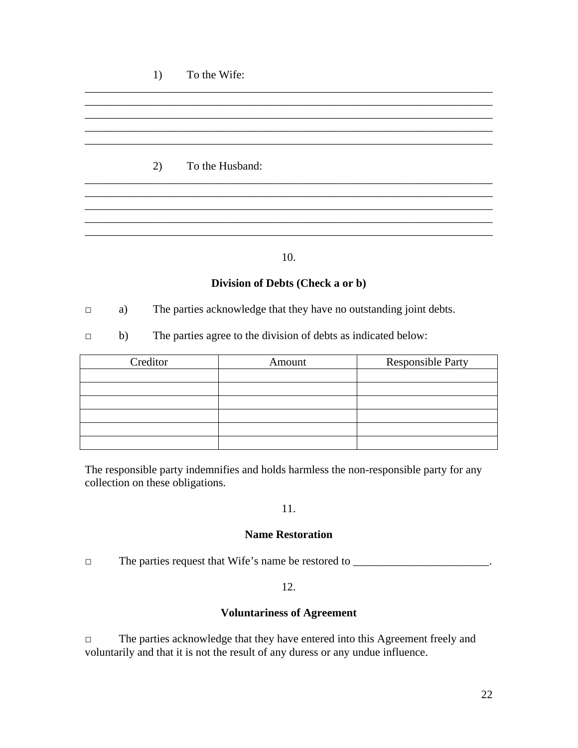1) To the Wife:

\_\_\_\_\_\_\_\_\_\_\_\_\_\_\_\_\_\_\_\_\_\_\_\_\_\_\_\_\_\_\_\_\_\_\_\_\_\_\_\_\_\_\_\_\_\_\_\_\_\_\_\_\_\_\_\_\_\_\_\_\_\_\_\_\_\_\_\_\_\_\_\_
\_\_\_\_\_\_\_\_\_\_\_\_\_\_\_\_\_\_\_\_\_\_\_\_\_\_\_\_\_\_\_\_\_\_\_\_\_\_\_\_\_\_\_\_\_\_\_\_\_\_\_\_\_\_\_\_\_\_\_\_\_\_\_\_\_\_\_\_\_\_\_\_
\_\_\_\_\_\_\_\_\_\_\_\_\_\_\_\_\_\_\_\_\_\_\_\_\_\_\_\_\_\_\_\_\_\_\_\_\_\_\_\_\_\_\_\_\_\_\_\_\_\_\_\_\_\_\_\_\_\_\_\_\_\_\_\_\_\_\_\_\_\_\_\_
\_\_\_\_\_\_\_\_\_\_\_\_\_\_\_\_\_\_\_\_\_\_\_\_\_\_\_\_\_\_\_\_\_\_\_\_\_\_\_\_\_\_\_\_\_\_\_\_\_\_\_\_\_\_\_\_\_\_\_\_\_\_\_\_\_\_\_\_\_\_\_\_
\_\_\_\_\_\_\_\_\_\_\_\_\_\_\_\_\_\_\_\_\_\_\_\_\_\_\_\_\_\_\_\_\_\_\_\_\_\_\_\_\_\_\_\_\_\_\_\_\_\_\_\_\_\_\_\_\_\_\_\_\_\_\_\_\_\_\_\_\_\_\_\_

2) To the Husband:

\_\_\_\_\_\_\_\_\_\_\_\_\_\_\_\_\_\_\_\_\_\_\_\_\_\_\_\_\_\_\_\_\_\_\_\_\_\_\_\_\_\_\_\_\_\_\_\_\_\_\_\_\_\_\_\_\_\_\_\_\_\_\_\_\_\_\_\_\_\_\_\_
\_\_\_\_\_\_\_\_\_\_\_\_\_\_\_\_\_\_\_\_\_\_\_\_\_\_\_\_\_\_\_\_\_\_\_\_\_\_\_\_\_\_\_\_\_\_\_\_\_\_\_\_\_\_\_\_\_\_\_\_\_\_\_\_\_\_\_\_\_\_\_\_
\_\_\_\_\_\_\_\_\_\_\_\_\_\_\_\_\_\_\_\_\_\_\_\_\_\_\_\_\_\_\_\_\_\_\_\_\_\_\_\_\_\_\_\_\_\_\_\_\_\_\_\_\_\_\_\_\_\_\_\_\_\_\_\_\_\_\_\_\_\_\_\_
\_\_\_\_\_\_\_\_\_\_\_\_\_\_\_\_\_\_\_\_\_\_\_\_\_\_\_\_\_\_\_\_\_\_\_\_\_\_\_\_\_\_\_\_\_\_\_\_\_\_\_\_\_\_\_\_\_\_\_\_\_\_\_\_\_\_\_\_\_\_\_\_
\_\_\_\_\_\_\_\_\_\_\_\_\_\_\_\_\_\_\_\_\_\_\_\_\_\_\_\_\_\_\_\_\_\_\_\_\_\_\_\_\_\_\_\_\_\_\_\_\_\_\_\_\_\_\_\_\_\_\_\_\_\_\_\_\_\_\_\_\_\_\_\_

10.

**Division of Debts (Check a or b)**

□ a) The parties acknowledge that they have no outstanding joint debts.

□ b) The parties agree to the division of debts as indicated below:

| Creditor | Amount | Responsible Party |
| --- | --- | --- |
| | | |
| | | |
| | | |
| | | |
| | | |
| | | |

The responsible party indemnifies and holds harmless the non-responsible party for any collection on these obligations.

11.

**Name Restoration**

□ The parties request that Wife's name be restored to \_\_\_\_\_\_\_\_\_\_\_\_\_\_\_\_\_\_\_\_\_\_\_\_\_.

12.

**Voluntariness of Agreement**

□ The parties acknowledge that they have entered into this Agreement freely and voluntarily and that it is not the result of any duress or any undue influence.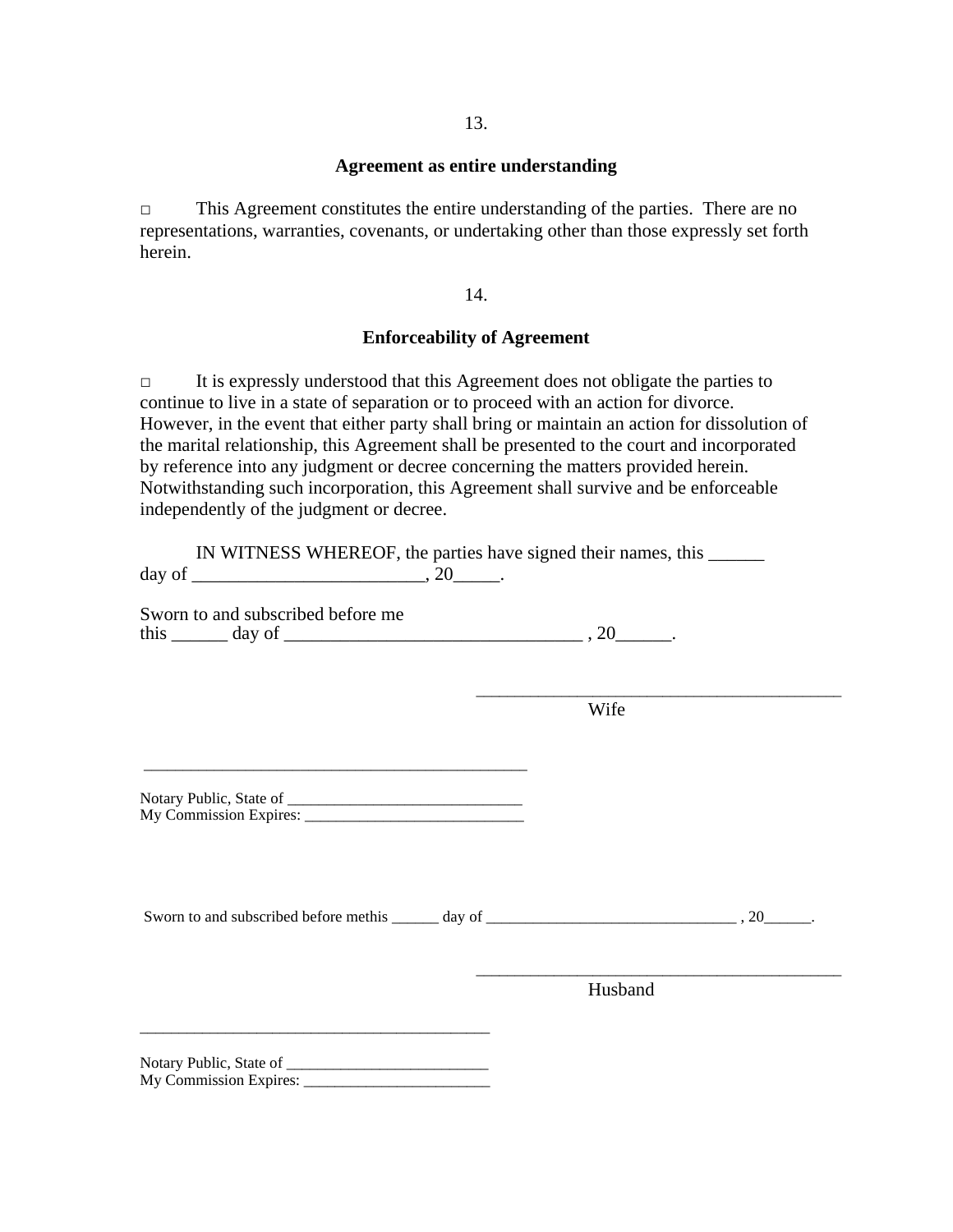13.

**Agreement as entire understanding**

□ This Agreement constitutes the entire understanding of the parties. There are no representations, warranties, covenants, or undertaking other than those expressly set forth herein.

14.

**Enforceability of Agreement**

□ It is expressly understood that this Agreement does not obligate the parties to continue to live in a state of separation or to proceed with an action for divorce. However, in the event that either party shall bring or maintain an action for dissolution of the marital relationship, this Agreement shall be presented to the court and incorporated by reference into any judgment or decree concerning the matters provided herein. Notwithstanding such incorporation, this Agreement shall survive and be enforceable independently of the judgment or decree.

IN WITNESS WHEREOF, the parties have signed their names, this ______ day of _________________________, 20_____.

Sworn to and subscribed before me
this ______ day of ________________________________ , 20______.

_________________________________________
Wife

_______________________________________________

Notary Public, State of ______________________________
My Commission Expires: ____________________________

Sworn to and subscribed before methis ______ day of ________________________________ , 20______.

_________________________________________
Husband

____________________________________________

Notary Public, State of __________________________
My Commission Expires: ________________________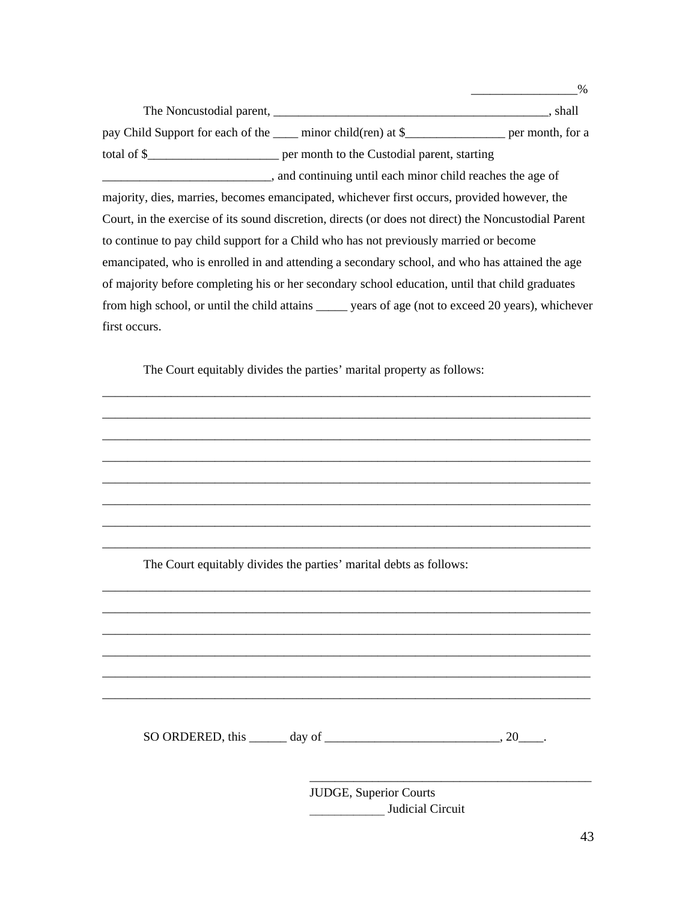_________________%

The Noncustodial parent, _____________________________________________, shall pay Child Support for each of the ____ minor child(ren) at $________________ per month, for a total of $_____________________ per month to the Custodial parent, starting ___________________________, and continuing until each minor child reaches the age of majority, dies, marries, becomes emancipated, whichever first occurs, provided however, the Court, in the exercise of its sound discretion, directs (or does not direct) the Noncustodial Parent to continue to pay child support for a Child who has not previously married or become emancipated, who is enrolled in and attending a secondary school, and who has attained the age of majority before completing his or her secondary school education, until that child graduates from high school, or until the child attains _____ years of age (not to exceed 20 years), whichever first occurs.

The Court equitably divides the parties' marital property as follows:

___________________________________________________________________________

___________________________________________________________________________

___________________________________________________________________________

___________________________________________________________________________

___________________________________________________________________________

___________________________________________________________________________

___________________________________________________________________________

___________________________________________________________________________

The Court equitably divides the parties' marital debts as follows:

___________________________________________________________________________

___________________________________________________________________________

___________________________________________________________________________

___________________________________________________________________________

___________________________________________________________________________

___________________________________________________________________________

SO ORDERED, this ______ day of ____________________________, 20____.

_____________________________________________
JUDGE, Superior Courts
____________ Judicial Circuit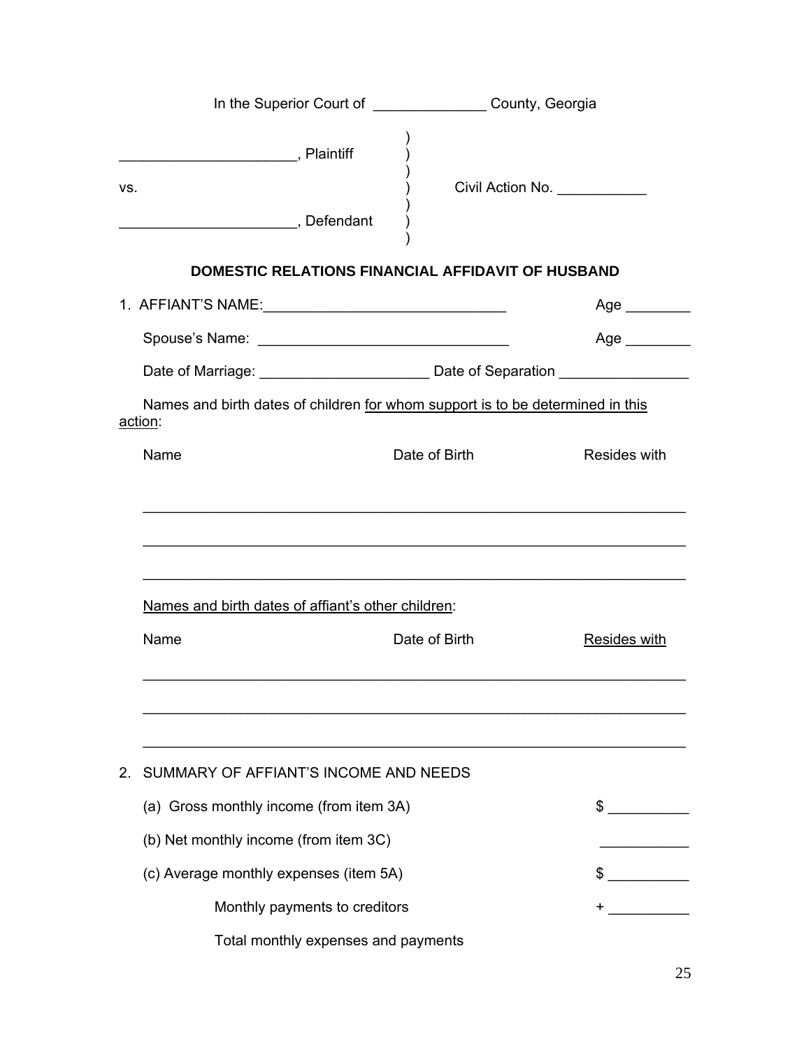In the Superior Court of ______________ County, Georgia

______________________, Plaintiff )
)
vs. ) Civil Action No. ___________
)
______________________, Defendant )

**DOMESTIC RELATIONS FINANCIAL AFFIDAVIT OF HUSBAND**

1. AFFIANT'S NAME:______________________________ Age ________

Spouse's Name: ______________________________ Age ________

Date of Marriage: _____________________ Date of Separation ________________

Names and birth dates of children for whom support is to be determined in this action:

| Name | Date of Birth | Resides with |
|---|---|---|
| | | |
| | | |
| | | |

Names and birth dates of affiant's other children:

| Name | Date of Birth | Resides with |
|---|---|---|
| | | |
| | | |
| | | |

2. SUMMARY OF AFFIANT'S INCOME AND NEEDS

(a) Gross monthly income (from item 3A) $ __________

(b) Net monthly income (from item 3C) ___________

(c) Average monthly expenses (item 5A) $ __________

Monthly payments to creditors + __________

Total monthly expenses and payments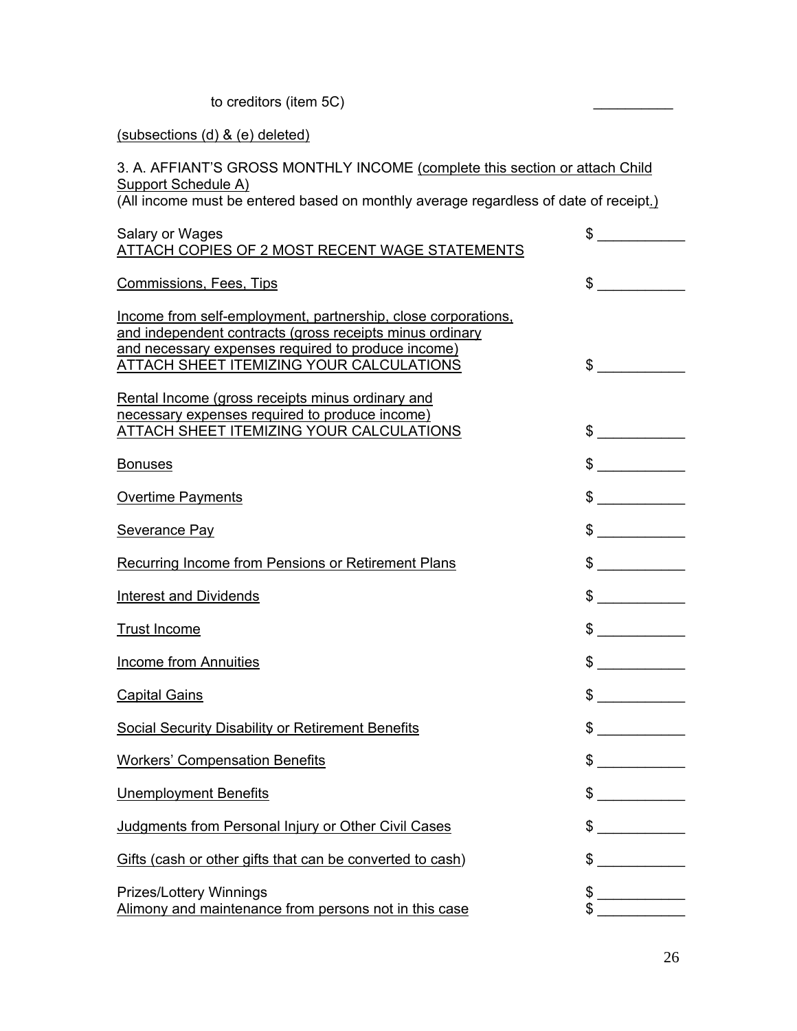to creditors (item 5C) __________

(subsections (d) & (e) deleted)

3. A. AFFIANT'S GROSS MONTHLY INCOME (complete this section or attach Child Support Schedule A)
(All income must be entered based on monthly average regardless of date of receipt.)

Salary or Wages $ ___________
ATTACH COPIES OF 2 MOST RECENT WAGE STATEMENTS

Commissions, Fees, Tips $ ___________

Income from self-employment, partnership, close corporations, and independent contracts (gross receipts minus ordinary and necessary expenses required to produce income)
ATTACH SHEET ITEMIZING YOUR CALCULATIONS $ ___________

Rental Income (gross receipts minus ordinary and necessary expenses required to produce income)
ATTACH SHEET ITEMIZING YOUR CALCULATIONS $ ___________

Bonuses $ ___________

Overtime Payments $ ___________

Severance Pay $ ___________

Recurring Income from Pensions or Retirement Plans $ ___________

Interest and Dividends $ ___________

Trust Income $ ___________

Income from Annuities $ ___________

Capital Gains $ ___________

Social Security Disability or Retirement Benefits $ ___________

Workers' Compensation Benefits $ ___________

Unemployment Benefits $ ___________

Judgments from Personal Injury or Other Civil Cases $ ___________

Gifts (cash or other gifts that can be converted to cash) $ ___________

Prizes/Lottery Winnings $ ___________

Alimony and maintenance from persons not in this case $ ___________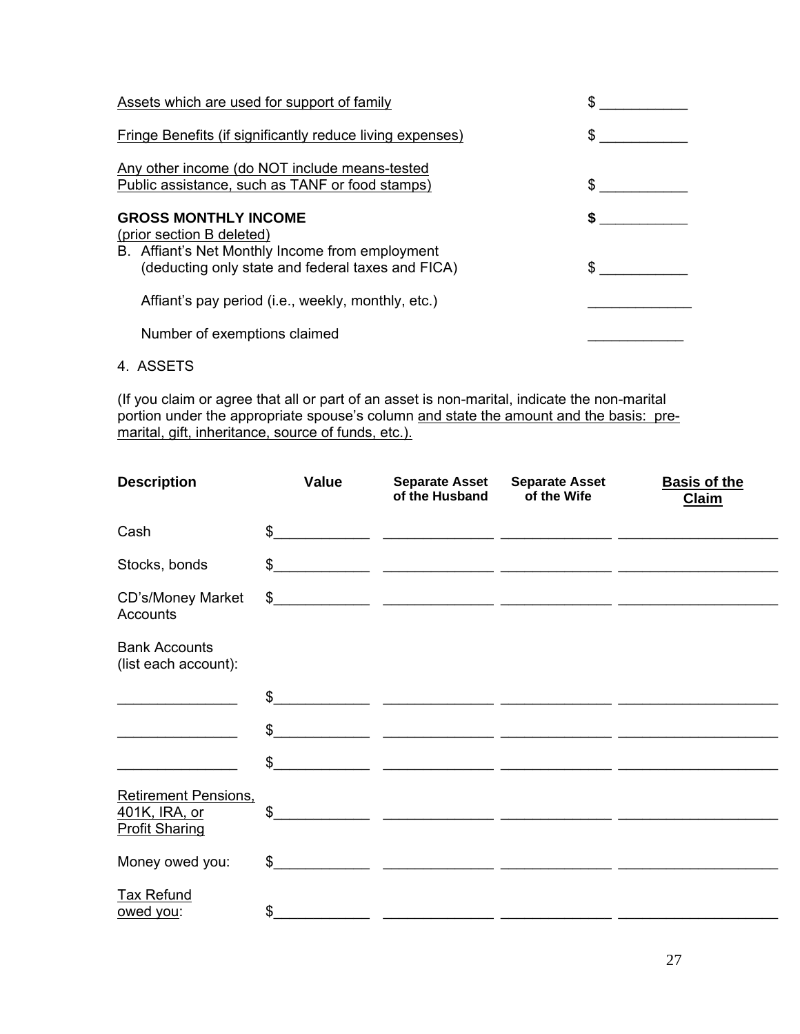Assets which are used for support of family $ ___________

Fringe Benefits (if significantly reduce living expenses) $ ___________

Any other income (do NOT include means-tested Public assistance, such as TANF or food stamps) $ ___________

**GROSS MONTHLY INCOME** **$ ___________**

(prior section B deleted)

B. Affiant's Net Monthly Income from employment (deducting only state and federal taxes and FICA) $ ___________

Affiant's pay period (i.e., weekly, monthly, etc.) _____________

Number of exemptions claimed ____________

4. ASSETS

(If you claim or agree that all or part of an asset is non-marital, indicate the non-marital portion under the appropriate spouse's column and state the amount and the basis: pre-marital, gift, inheritance, source of funds, etc.).

| Description | Value | Separate Asset of the Husband | Separate Asset of the Wife | Basis of the Claim |
|---|---|---|---|---|
| Cash | $___________ | ______________ | ______________ | ____________________ |
| Stocks, bonds | $___________ | ______________ | ______________ | ____________________ |
| CD's/Money Market Accounts | $___________ | ______________ | ______________ | ____________________ |
| Bank Accounts (list each account): | | | | |
| _______________ | $___________ | ______________ | ______________ | ____________________ |
| _______________ | $___________ | ______________ | ______________ | ____________________ |
| _______________ | $___________ | ______________ | ______________ | ____________________ |
| Retirement Pensions, 401K, IRA, or Profit Sharing | $___________ | ______________ | ______________ | ____________________ |
| Money owed you: | $___________ | ______________ | ______________ | ____________________ |
| Tax Refund owed you: | $___________ | ______________ | ______________ | ____________________ |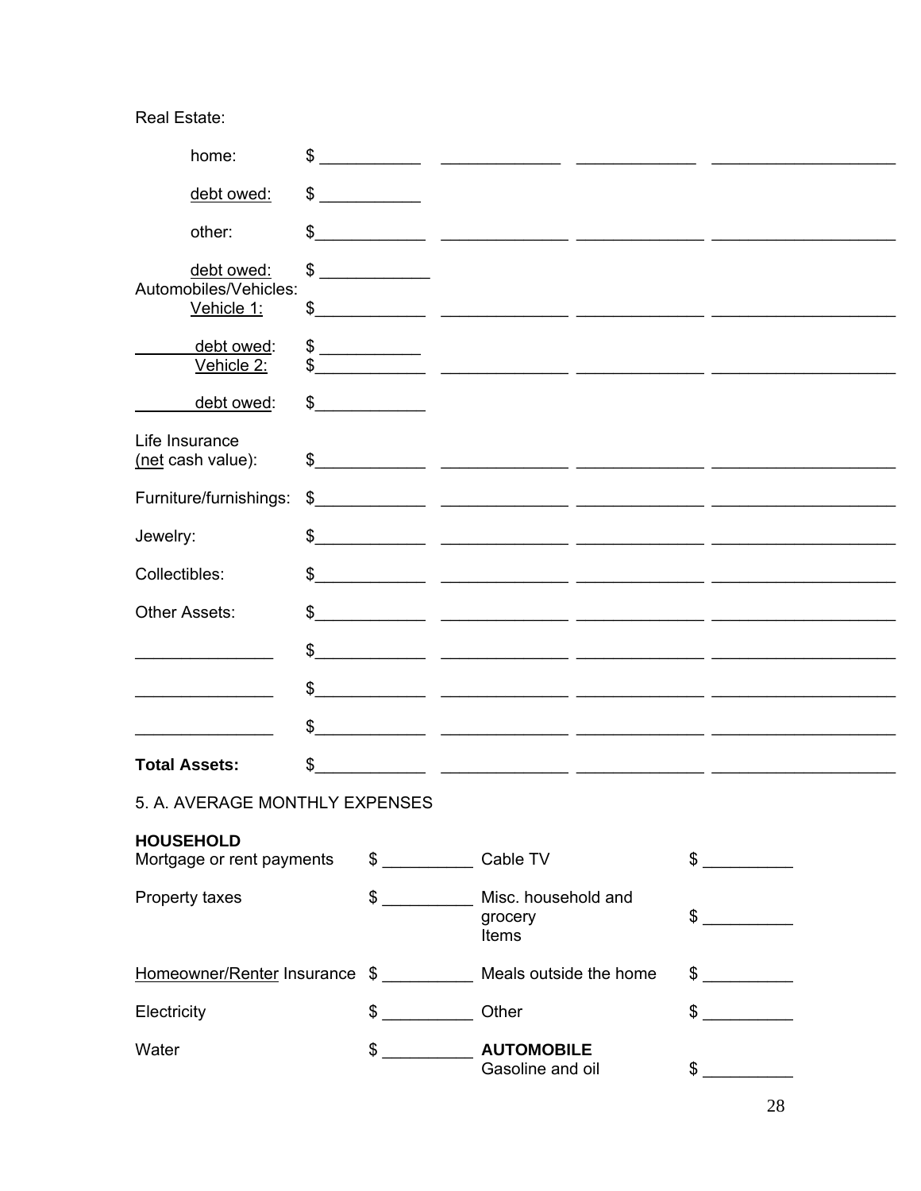Real Estate:

| | | | | |
|---|---|---|---|---|
| home: | $ ___________ | _____________ | _____________ | ____________________ |
| debt owed: | $ ___________ | | | |
| other: | $ ___________ | _____________ | _____________ | ____________________ |
| debt owed: | $ ___________ | | | |
| Automobiles/Vehicles: | | | | |
| Vehicle 1: | $ ___________ | _____________ | _____________ | ____________________ |
| debt owed: | $ ___________ | | | |
| Vehicle 2: | $ ___________ | _____________ | _____________ | ____________________ |
| debt owed: | $ ___________ | | | |
| Life Insurance (net cash value): | $ ___________ | _____________ | _____________ | ____________________ |
| Furniture/furnishings: | $ ___________ | _____________ | _____________ | ____________________ |
| Jewelry: | $ ___________ | _____________ | _____________ | ____________________ |
| Collectibles: | $ ___________ | _____________ | _____________ | ____________________ |
| Other Assets: | $ ___________ | _____________ | _____________ | ____________________ |
| _______________ | $ ___________ | _____________ | _____________ | ____________________ |
| _______________ | $ ___________ | _____________ | _____________ | ____________________ |
| _______________ | $ ___________ | _____________ | _____________ | ____________________ |
| **Total Assets:** | $ ___________ | _____________ | _____________ | ____________________ |

5. A. AVERAGE MONTHLY EXPENSES

| | | | |
|---|---|---|---|
| **HOUSEHOLD** | | | |
| Mortgage or rent payments | $ __________ | Cable TV | $ __________ |
| Property taxes | $ __________ | Misc. household and grocery Items | $ __________ |
| Homeowner/Renter Insurance | $ __________ | Meals outside the home | $ __________ |
| Electricity | $ __________ | Other | $ __________ |
| Water | $ __________ | **AUTOMOBILE** Gasoline and oil | $ __________ |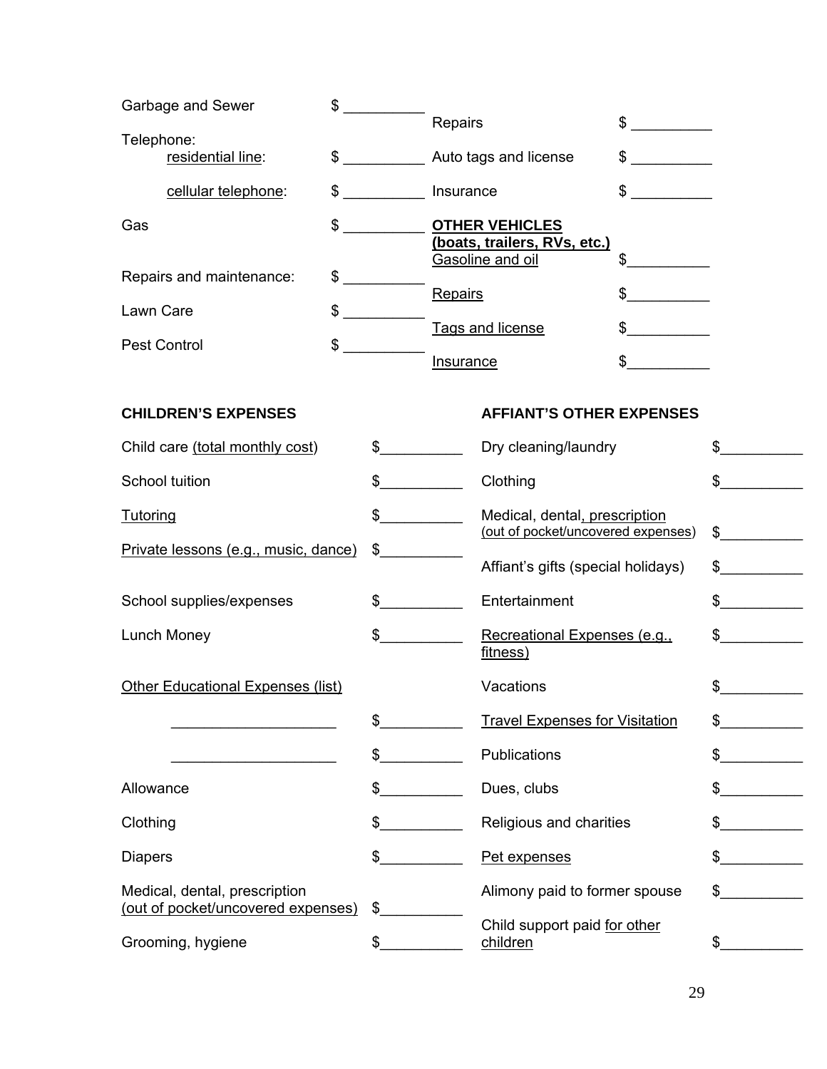| | | | |
|---|---|---|---|
| Garbage and Sewer | $ __________ | Repairs | $ __________ |
| Telephone: | | | |
| residential line: | $ __________ | Auto tags and license | $ __________ |
| cellular telephone: | $ __________ | Insurance | $ __________ |
| Gas | $ __________ | **OTHER VEHICLES (boats, trailers, RVs, etc.)** | |
| | | Gasoline and oil | $__________ |
| Repairs and maintenance: | $ __________ | Repairs | $__________ |
| Lawn Care | $ __________ | Tags and license | $__________ |
| Pest Control | $ __________ | Insurance | $__________ |

**CHILDREN'S EXPENSES**

| | |
|---|---|
| Child care (total monthly cost) | $__________ |
| School tuition | $__________ |
| Tutoring | $__________ |
| Private lessons (e.g., music, dance) | $__________ |
| School supplies/expenses | $__________ |
| Lunch Money | $__________ |
| Other Educational Expenses (list) | |
| ____________________ | $__________ |
| ____________________ | $__________ |
| Allowance | $__________ |
| Clothing | $__________ |
| Diapers | $__________ |
| Medical, dental, prescription (out of pocket/uncovered expenses) | $__________ |
| Grooming, hygiene | $__________ |

**AFFIANT'S OTHER EXPENSES**

| | |
|---|---|
| Dry cleaning/laundry | $__________ |
| Clothing | $__________ |
| Medical, dental, prescription (out of pocket/uncovered expenses) | $__________ |
| Affiant's gifts (special holidays) | $__________ |
| Entertainment | $__________ |
| Recreational Expenses (e.g., fitness) | $__________ |
| Vacations | $__________ |
| Travel Expenses for Visitation | $__________ |
| Publications | $__________ |
| Dues, clubs | $__________ |
| Religious and charities | $__________ |
| Pet expenses | $__________ |
| Alimony paid to former spouse | $__________ |
| Child support paid for other children | $__________ |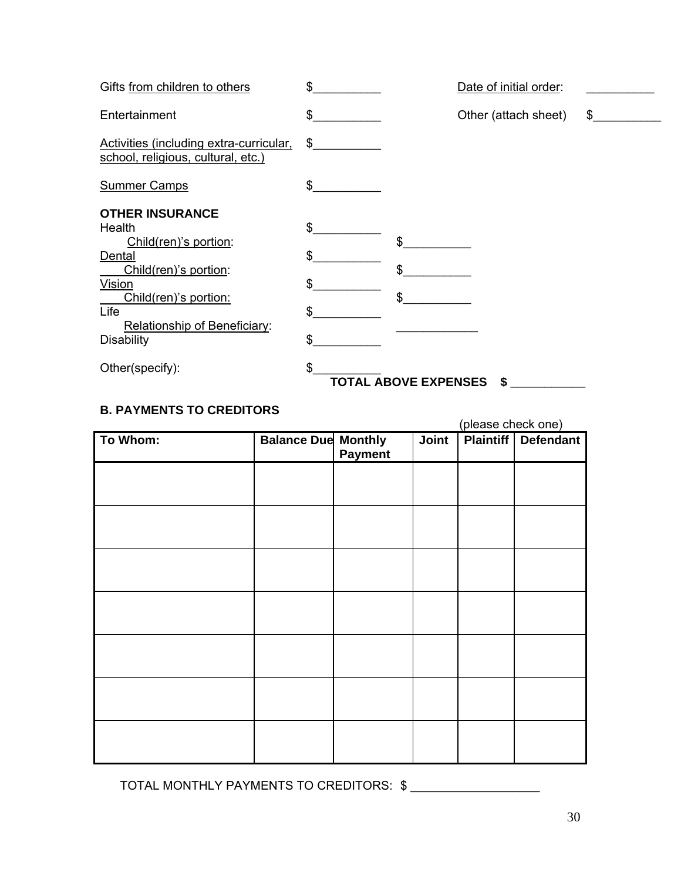Gifts from children to others $__________ Date of initial order: __________

Entertainment $__________ Other (attach sheet) $__________

Activities (including extra-curricular, school, religious, cultural, etc.) $__________

Summer Camps $__________

**OTHER INSURANCE**

Health $__________
 Child(ren)'s portion: $__________
Dental $__________
 Child(ren)'s portion: $__________
Vision $__________
 Child(ren)'s portion: $__________
Life $__________
 Relationship of Beneficiary: ____________
Disability $__________

Other(specify): $__________

**TOTAL ABOVE EXPENSES $ ___________**

**B. PAYMENTS TO CREDITORS**

(please check one)

| To Whom: | Balance Due | Monthly Payment | Joint | Plaintiff | Defendant |
|---|---|---|---|---|---|
| | | | | | |
| | | | | | |
| | | | | | |
| | | | | | |
| | | | | | |
| | | | | | |
| | | | | | |

TOTAL MONTHLY PAYMENTS TO CREDITORS: $ ___________________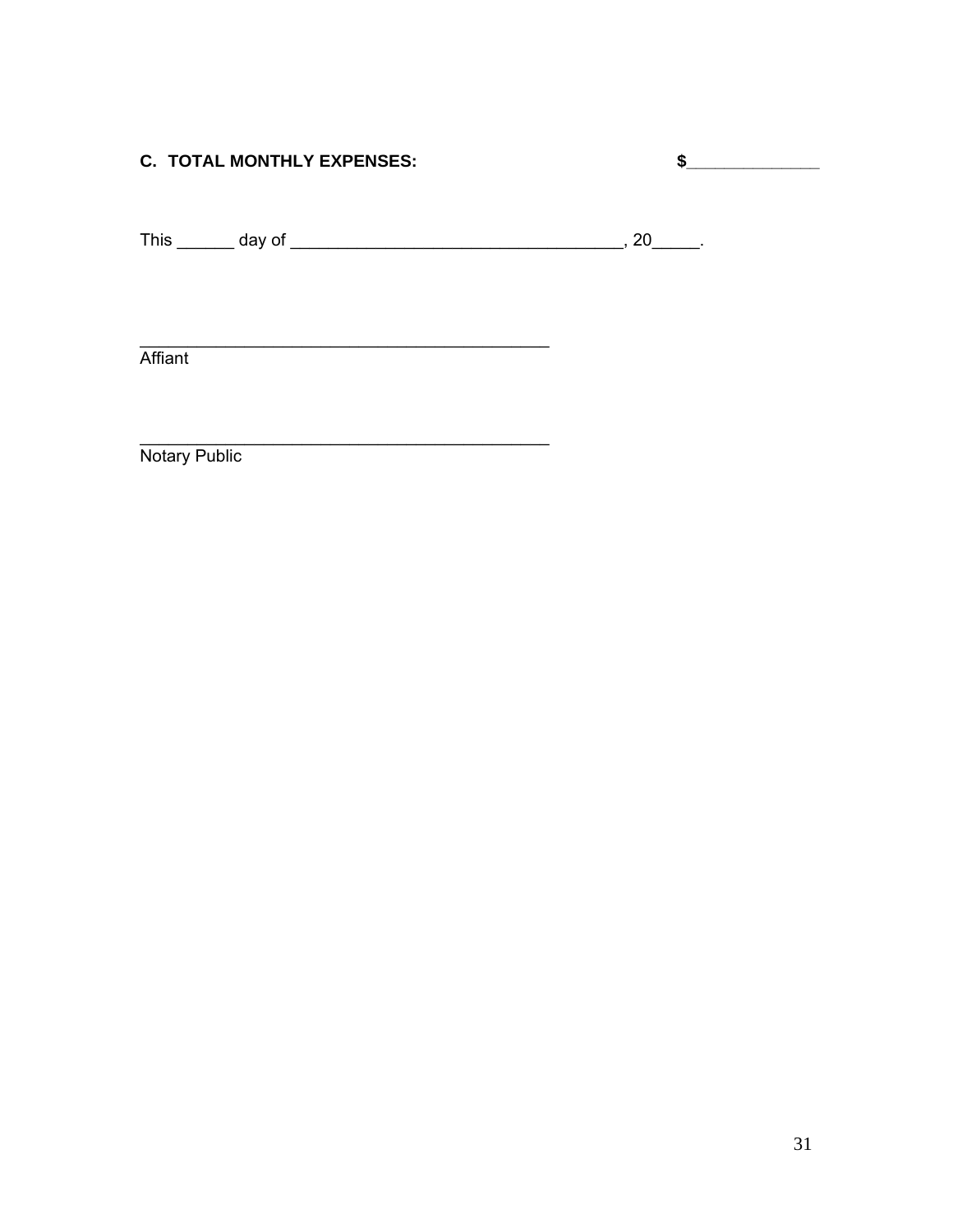**C. TOTAL MONTHLY EXPENSES:** **$______________**

This ______ day of ___________________________________, 20_____.

____________________________________________
Affiant

____________________________________________
Notary Public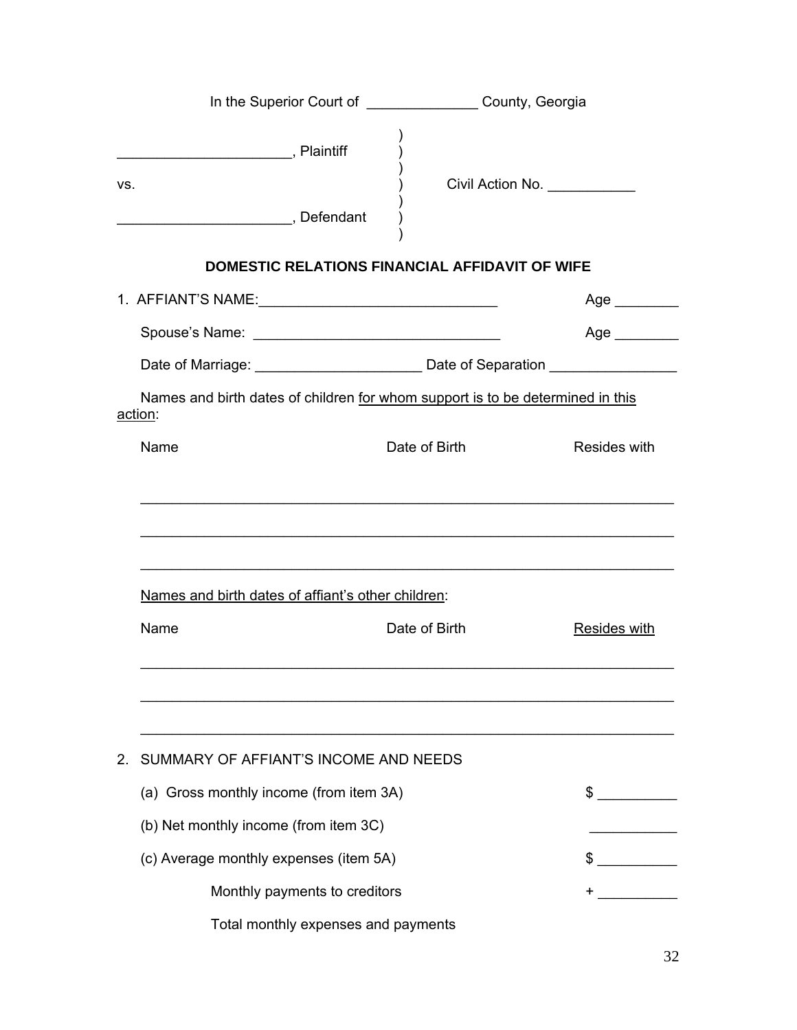In the Superior Court of ______________ County, Georgia

_____________________, Plaintiff )
)
)
vs. ) Civil Action No. ___________
)
_____________________, Defendant )
)

**DOMESTIC RELATIONS FINANCIAL AFFIDAVIT OF WIFE**

1. AFFIANT'S NAME:______________________________ Age ________

Spouse's Name: ______________________________ Age ________

Date of Marriage: _____________________ Date of Separation ________________

Names and birth dates of children <u>for whom support is to be determined in this action</u>:

| Name | Date of Birth | Resides with |
|---|---|---|
| | | |
| | | |
| | | |

<u>Names and birth dates of affiant's other children</u>:

| Name | Date of Birth | <u>Resides with</u> |
|---|---|---|
| | | |
| | | |
| | | |

2. SUMMARY OF AFFIANT'S INCOME AND NEEDS

(a) Gross monthly income (from item 3A) $ __________

(b) Net monthly income (from item 3C) ___________

(c) Average monthly expenses (item 5A) $ __________

Monthly payments to creditors + __________

Total monthly expenses and payments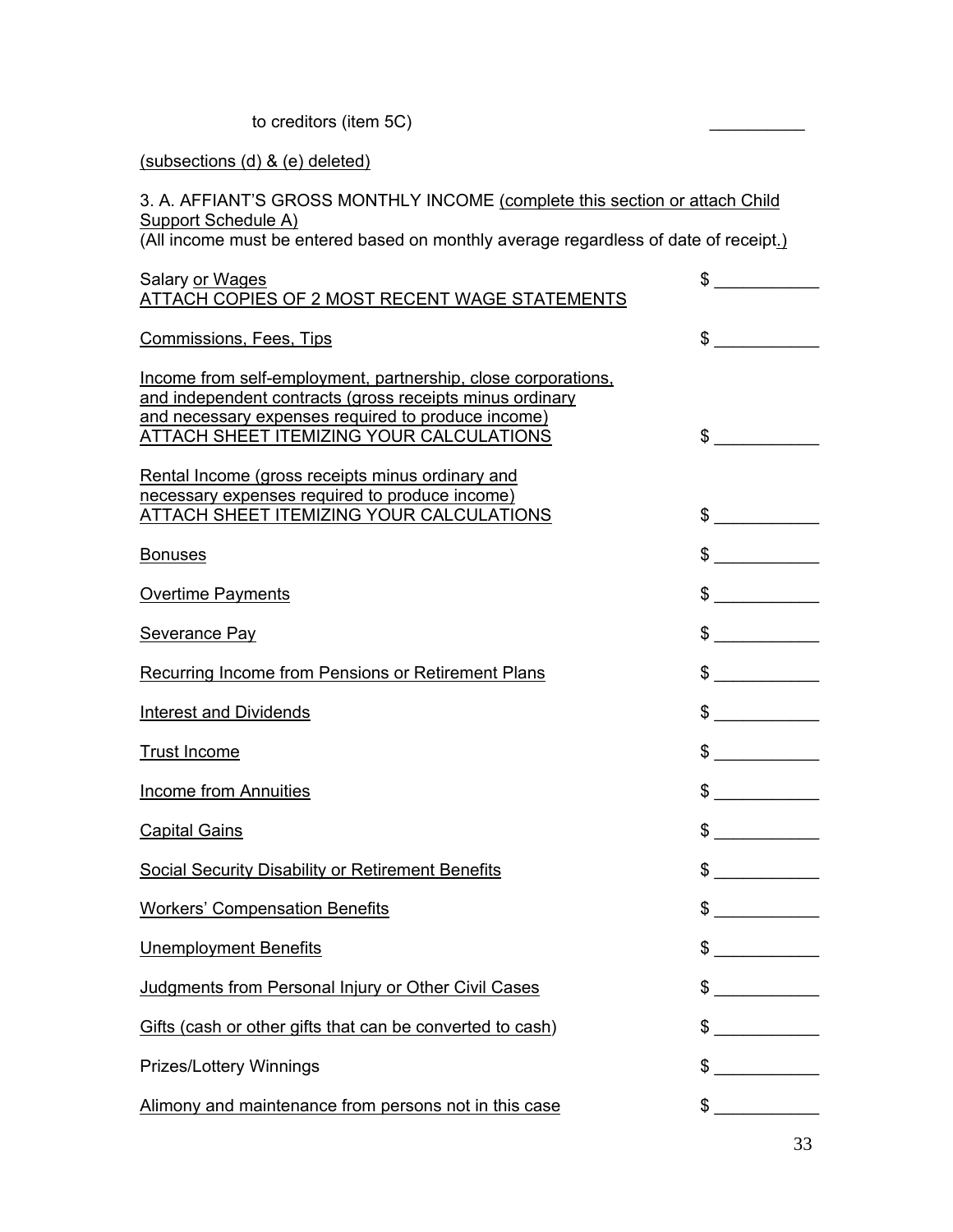to creditors (item 5C) __________

(subsections (d) & (e) deleted)

3. A. AFFIANT'S GROSS MONTHLY INCOME (complete this section or attach Child Support Schedule A)
(All income must be entered based on monthly average regardless of date of receipt.)

| | |
|---|---|
| Salary or Wages<br>ATTACH COPIES OF 2 MOST RECENT WAGE STATEMENTS | $ ___________ |
| Commissions, Fees, Tips | $ ___________ |
| Income from self-employment, partnership, close corporations, and independent contracts (gross receipts minus ordinary and necessary expenses required to produce income)<br>ATTACH SHEET ITEMIZING YOUR CALCULATIONS | $ ___________ |
| Rental Income (gross receipts minus ordinary and necessary expenses required to produce income)<br>ATTACH SHEET ITEMIZING YOUR CALCULATIONS | $ ___________ |
| Bonuses | $ ___________ |
| Overtime Payments | $ ___________ |
| Severance Pay | $ ___________ |
| Recurring Income from Pensions or Retirement Plans | $ ___________ |
| Interest and Dividends | $ ___________ |
| Trust Income | $ ___________ |
| Income from Annuities | $ ___________ |
| Capital Gains | $ ___________ |
| Social Security Disability or Retirement Benefits | $ ___________ |
| Workers' Compensation Benefits | $ ___________ |
| Unemployment Benefits | $ ___________ |
| Judgments from Personal Injury or Other Civil Cases | $ ___________ |
| Gifts (cash or other gifts that can be converted to cash) | $ ___________ |
| Prizes/Lottery Winnings | $ ___________ |
| Alimony and maintenance from persons not in this case | $ ___________ |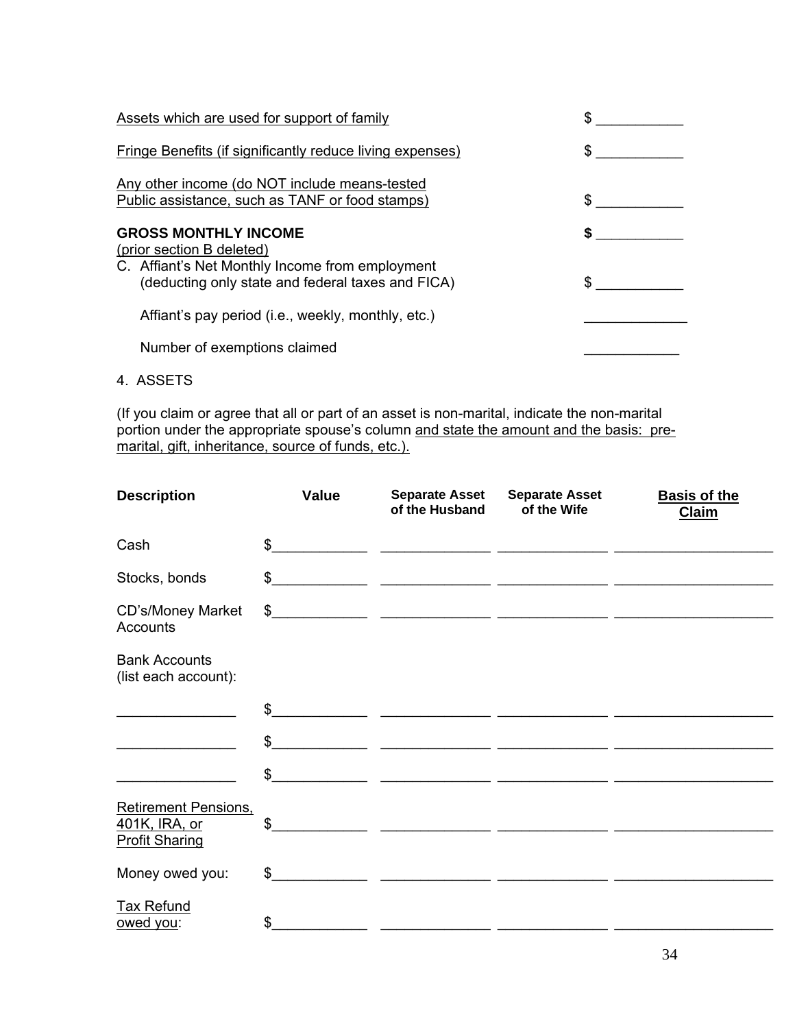Assets which are used for support of family $ ___________

Fringe Benefits (if significantly reduce living expenses) $ ___________

Any other income (do NOT include means-tested Public assistance, such as TANF or food stamps) $ ___________

**GROSS MONTHLY INCOME** **$ ___________**

(prior section B deleted)

C. Affiant's Net Monthly Income from employment (deducting only state and federal taxes and FICA) $ ___________

Affiant's pay period (i.e., weekly, monthly, etc.) _____________

Number of exemptions claimed ____________

4. ASSETS

(If you claim or agree that all or part of an asset is non-marital, indicate the non-marital portion under the appropriate spouse's column and state the amount and the basis: pre-marital, gift, inheritance, source of funds, etc.).

| **Description** | **Value** | **Separate Asset of the Husband** | **Separate Asset of the Wife** | **Basis of the Claim** |
|---|---|---|---|---|
| Cash | $___________ | ______________ | ______________ | ____________________ |
| Stocks, bonds | $___________ | ______________ | ______________ | ____________________ |
| CD's/Money Market Accounts | $___________ | ______________ | ______________ | ____________________ |
| Bank Accounts (list each account): | | | | |
| _______________ | $___________ | ______________ | ______________ | ____________________ |
| _______________ | $___________ | ______________ | ______________ | ____________________ |
| _______________ | $___________ | ______________ | ______________ | ____________________ |
| Retirement Pensions, 401K, IRA, or Profit Sharing | $___________ | ______________ | ______________ | ____________________ |
| Money owed you: | $___________ | ______________ | ______________ | ____________________ |
| Tax Refund owed you: | $___________ | ______________ | ______________ | ____________________ |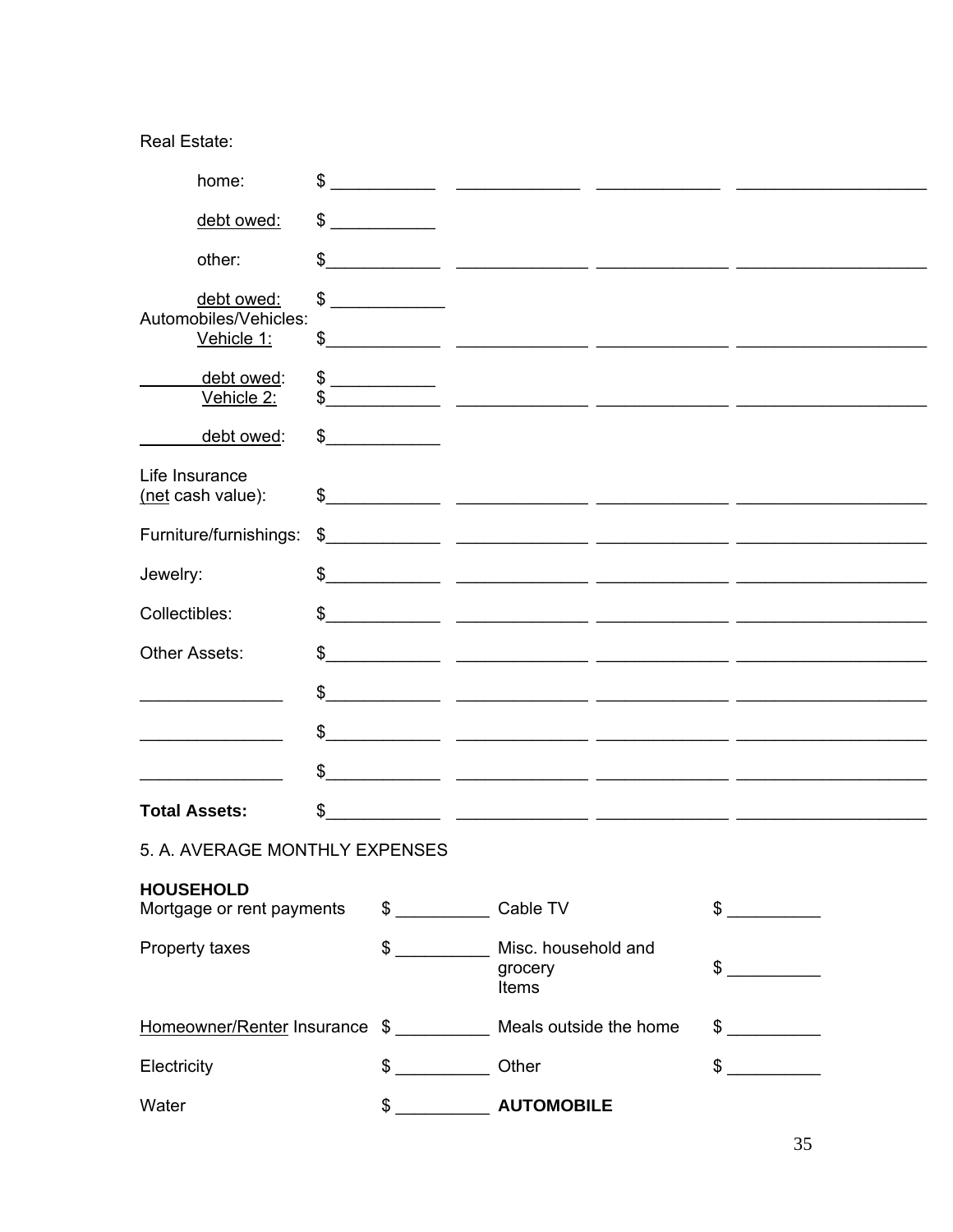Real Estate:

| | | | | |
|---|---|---|---|---|
| home: | $ ___________ | _____________ | _____________ | ____________________ |
| debt owed: | $ ___________ | | | |
| other: | $ ___________ | _____________ | _____________ | ____________________ |
| debt owed: | $ ___________ | | | |

Automobiles/Vehicles:

| | | | | |
|---|---|---|---|---|
| Vehicle 1: | $ ___________ | _____________ | _____________ | ____________________ |
| _______ debt owed: | $ ___________ | | | |
| Vehicle 2: | $ ___________ | _____________ | _____________ | ____________________ |
| _______ debt owed: | $ ___________ | | | |

| | | | | |
|---|---|---|---|---|
| Life Insurance (net cash value): | $ ___________ | _____________ | _____________ | ____________________ |
| Furniture/furnishings: | $ ___________ | _____________ | _____________ | ____________________ |
| Jewelry: | $ ___________ | _____________ | _____________ | ____________________ |
| Collectibles: | $ ___________ | _____________ | _____________ | ____________________ |
| Other Assets: | $ ___________ | _____________ | _____________ | ____________________ |
| _______________ | $ ___________ | _____________ | _____________ | ____________________ |
| _______________ | $ ___________ | _____________ | _____________ | ____________________ |
| _______________ | $ ___________ | _____________ | _____________ | ____________________ |
| **Total Assets:** | $ ___________ | _____________ | _____________ | ____________________ |

5. A. AVERAGE MONTHLY EXPENSES

**HOUSEHOLD**

| | | | |
|---|---|---|---|
| Mortgage or rent payments | $ __________ | Cable TV | $ __________ |
| Property taxes | $ __________ | Misc. household and grocery Items | $ __________ |
| Homeowner/Renter Insurance | $ __________ | Meals outside the home | $ __________ |
| Electricity | $ __________ | Other | $ __________ |
| Water | $ __________ | **AUTOMOBILE** | |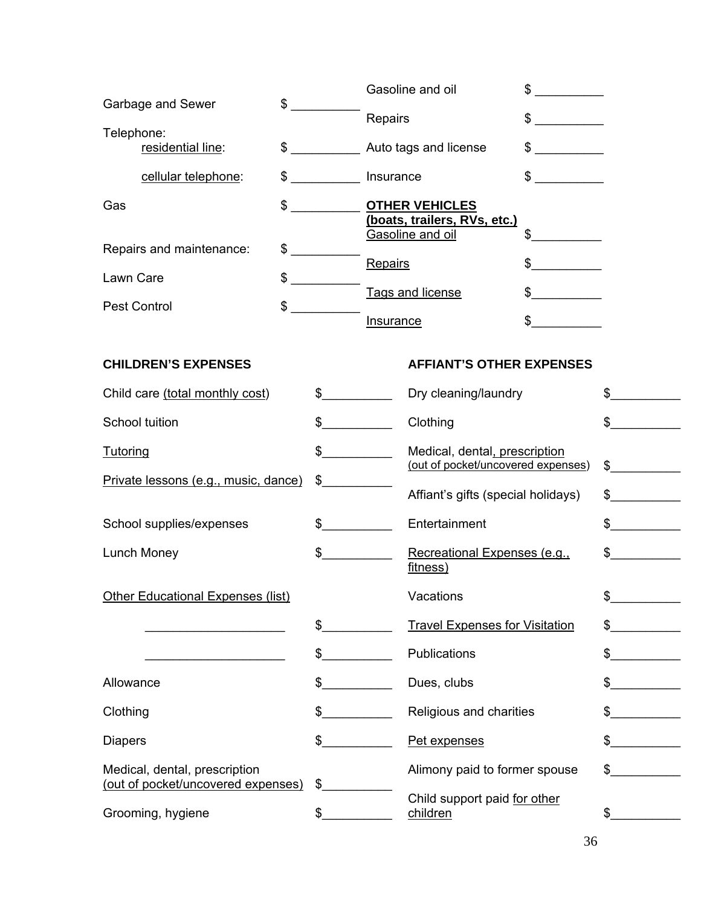| | |
|---|---|
| Garbage and Sewer | $ __________ |
| Telephone: | |
| residential line: | $ __________ |
| cellular telephone: | $ __________ |
| Gas | $ __________ |
| Repairs and maintenance: | $ __________ |
| Lawn Care | $ __________ |
| Pest Control | $ __________ |

| | |
|---|---|
| Gasoline and oil | $ __________ |
| Repairs | $ __________ |
| Auto tags and license | $ __________ |
| Insurance | $ __________ |

**OTHER VEHICLES (boats, trailers, RVs, etc.)**

| | |
|---|---|
| Gasoline and oil | $__________ |
| Repairs | $__________ |
| Tags and license | $__________ |
| Insurance | $__________ |

**CHILDREN'S EXPENSES**

| | |
|---|---|
| Child care (total monthly cost) | $__________ |
| School tuition | $__________ |
| Tutoring | $__________ |
| Private lessons (e.g., music, dance) | $__________ |
| School supplies/expenses | $__________ |
| Lunch Money | $__________ |
| Other Educational Expenses (list) | |
| ____________________ | $__________ |
| ____________________ | $__________ |
| Allowance | $__________ |
| Clothing | $__________ |
| Diapers | $__________ |
| Medical, dental, prescription (out of pocket/uncovered expenses) | $__________ |
| Grooming, hygiene | $__________ |

**AFFIANT'S OTHER EXPENSES**

| | |
|---|---|
| Dry cleaning/laundry | $__________ |
| Clothing | $__________ |
| Medical, dental, prescription (out of pocket/uncovered expenses) | $__________ |
| Affiant's gifts (special holidays) | $__________ |
| Entertainment | $__________ |
| Recreational Expenses (e.g., fitness) | $__________ |
| Vacations | $__________ |
| Travel Expenses for Visitation | $__________ |
| Publications | $__________ |
| Dues, clubs | $__________ |
| Religious and charities | $__________ |
| Pet expenses | $__________ |
| Alimony paid to former spouse | $__________ |
| Child support paid for other children | $__________ |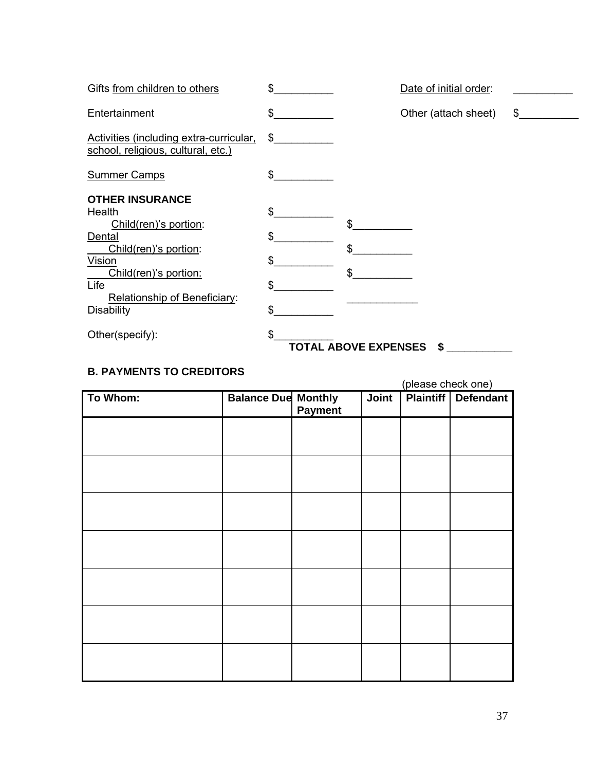Gifts from children to others $__________ Date of initial order: __________

Entertainment $__________ Other (attach sheet) $__________

Activities (including extra-curricular, school, religious, cultural, etc.) $__________

Summer Camps $__________

**OTHER INSURANCE**

Health $__________

Child(ren)'s portion: $__________

Dental $__________

Child(ren)'s portion: $__________

Vision $__________

Child(ren)'s portion: $__________

Life $__________

Relationship of Beneficiary: ____________

Disability $__________

Other(specify): $__________

**TOTAL ABOVE EXPENSES $ ___________**

**B. PAYMENTS TO CREDITORS**

(please check one)

| To Whom: | Balance Due | Monthly Payment | Joint | Plaintiff | Defendant |
|---|---|---|---|---|---|
| | | | | | |
| | | | | | |
| | | | | | |
| | | | | | |
| | | | | | |
| | | | | | |
| | | | | | |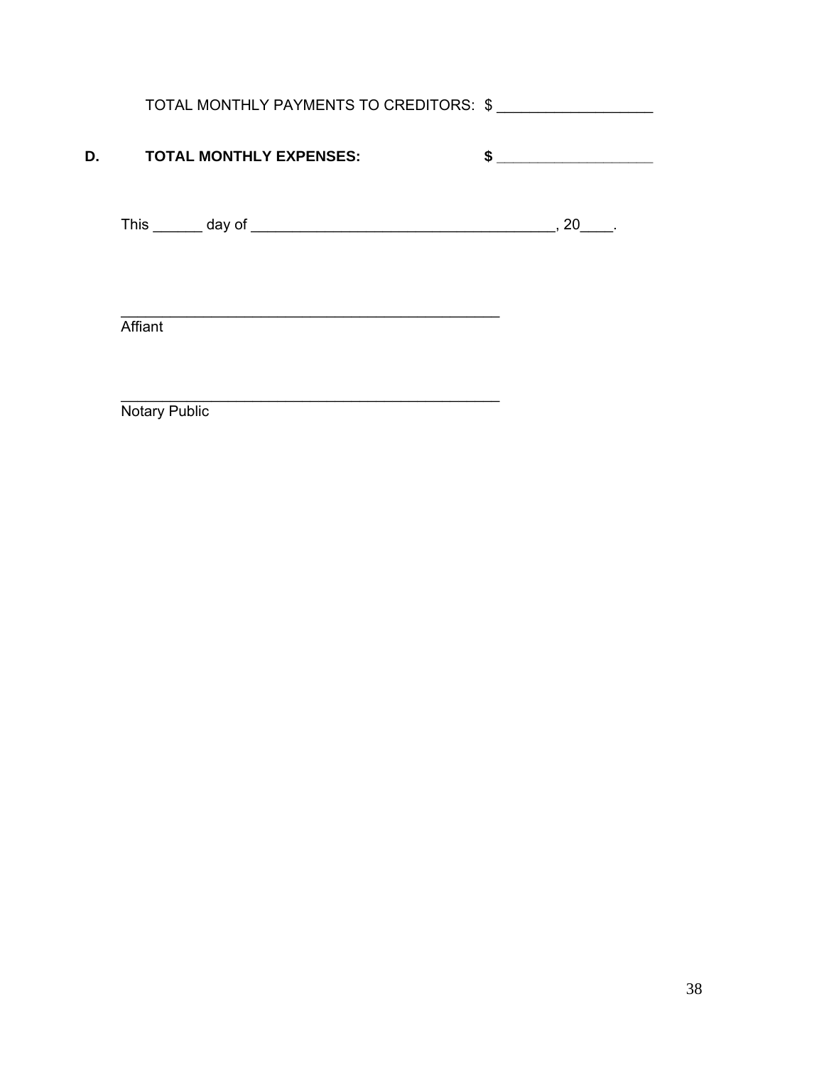TOTAL MONTHLY PAYMENTS TO CREDITORS: $ ___________________

**D. TOTAL MONTHLY EXPENSES: $ ___________________**

This ______ day of ____________________________________, 20____.

_______________________________________________
Affiant

_______________________________________________
Notary Public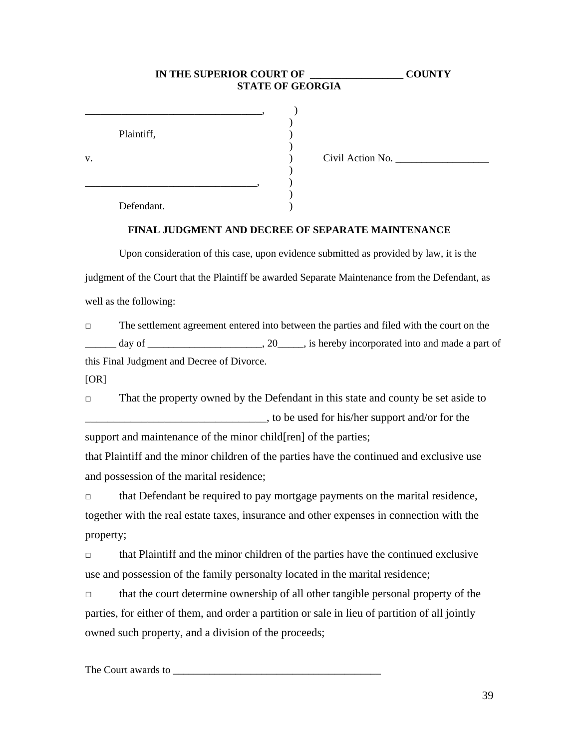**IN THE SUPERIOR COURT OF \_\_\_\_\_\_\_\_\_\_\_\_\_\_\_\_\_\_ COUNTY**
**STATE OF GEORGIA**

| | | |
|---|---|---|
| \_\_\_\_\_\_\_\_\_\_\_\_\_\_\_\_\_\_\_\_\_\_\_\_\_\_\_\_\_\_\_\_\_\_, | ) | |
| | ) | |
| Plaintiff, | ) | |
| | ) | |
| v. | ) | Civil Action No. \_\_\_\_\_\_\_\_\_\_\_\_\_\_\_\_\_\_ |
| | ) | |
| \_\_\_\_\_\_\_\_\_\_\_\_\_\_\_\_\_\_\_\_\_\_\_\_\_\_\_\_\_\_\_\_\_\_, | ) | |
| | ) | |
| Defendant. | ) | |

**FINAL JUDGMENT AND DECREE OF SEPARATE MAINTENANCE**

Upon consideration of this case, upon evidence submitted as provided by law, it is the judgment of the Court that the Plaintiff be awarded Separate Maintenance from the Defendant, as well as the following:

□ The settlement agreement entered into between the parties and filed with the court on the \_\_\_\_\_\_ day of \_\_\_\_\_\_\_\_\_\_\_\_\_\_\_\_\_\_\_\_\_\_, 20\_\_\_\_\_, is hereby incorporated into and made a part of this Final Judgment and Decree of Divorce.

[OR]

□ That the property owned by the Defendant in this state and county be set aside to \_\_\_\_\_\_\_\_\_\_\_\_\_\_\_\_\_\_\_\_\_\_\_\_\_\_\_\_\_\_\_\_\_\_, to be used for his/her support and/or for the support and maintenance of the minor child[ren] of the parties;

that Plaintiff and the minor children of the parties have the continued and exclusive use and possession of the marital residence;

□ that Defendant be required to pay mortgage payments on the marital residence, together with the real estate taxes, insurance and other expenses in connection with the property;

□ that Plaintiff and the minor children of the parties have the continued exclusive use and possession of the family personalty located in the marital residence;

□ that the court determine ownership of all other tangible personal property of the parties, for either of them, and order a partition or sale in lieu of partition of all jointly owned such property, and a division of the proceeds;

The Court awards to \_\_\_\_\_\_\_\_\_\_\_\_\_\_\_\_\_\_\_\_\_\_\_\_\_\_\_\_\_\_\_\_\_\_\_\_\_\_\_\_\_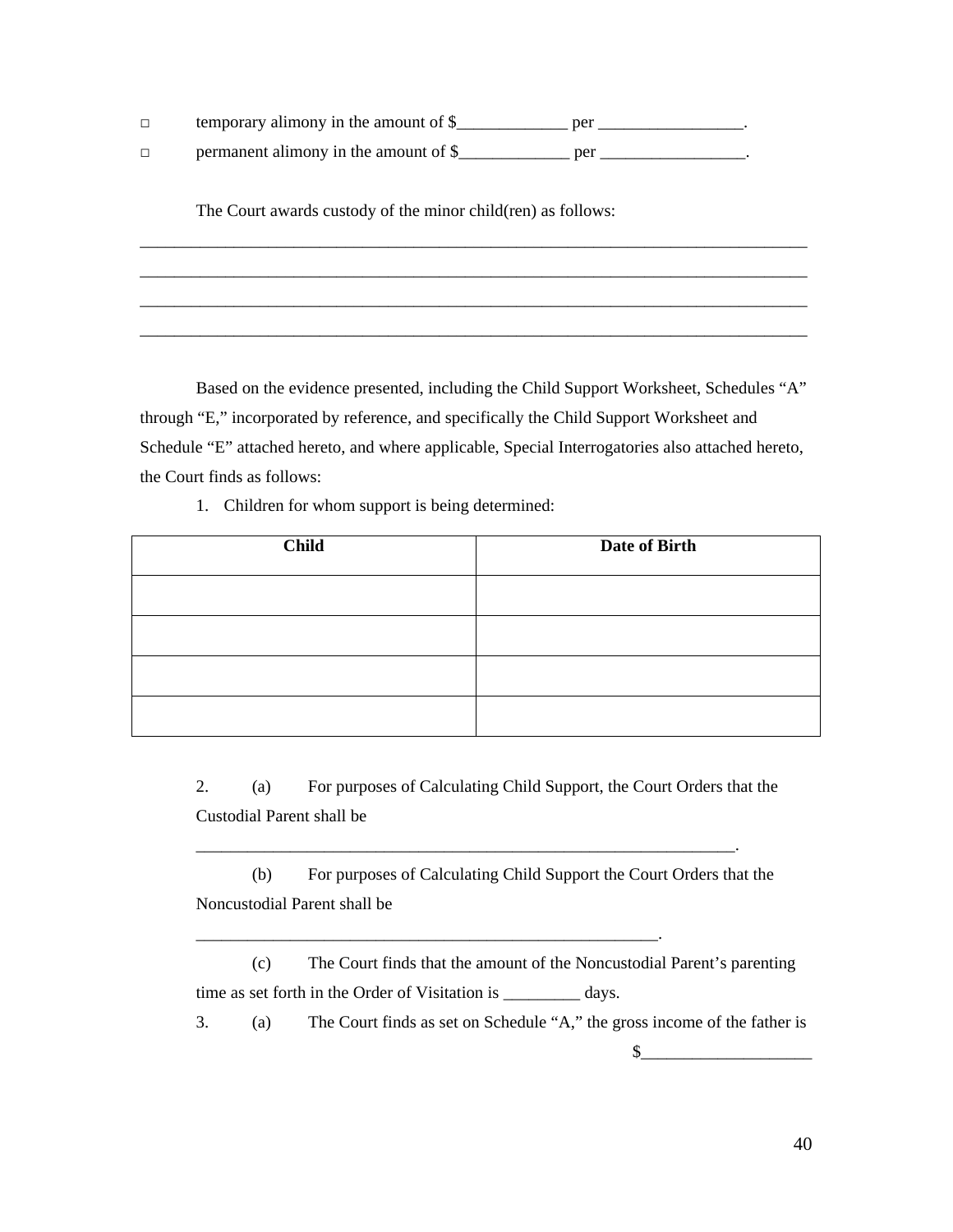□ temporary alimony in the amount of $_____________ per _________________.

□ permanent alimony in the amount of $_____________ per _________________.

The Court awards custody of the minor child(ren) as follows:

________________________________________________________________________________

________________________________________________________________________________

________________________________________________________________________________

________________________________________________________________________________

Based on the evidence presented, including the Child Support Worksheet, Schedules "A" through "E," incorporated by reference, and specifically the Child Support Worksheet and Schedule "E" attached hereto, and where applicable, Special Interrogatories also attached hereto, the Court finds as follows:

1. Children for whom support is being determined:

| Child | Date of Birth |
|---|---|
| | |
| | |
| | |
| | |

2. (a) For purposes of Calculating Child Support, the Court Orders that the Custodial Parent shall be

_________________________________________________________________.

(b) For purposes of Calculating Child Support the Court Orders that the Noncustodial Parent shall be

________________________________________________________.

(c) The Court finds that the amount of the Noncustodial Parent's parenting time as set forth in the Order of Visitation is _________ days.

3. (a) The Court finds as set on Schedule "A," the gross income of the father is

$____________________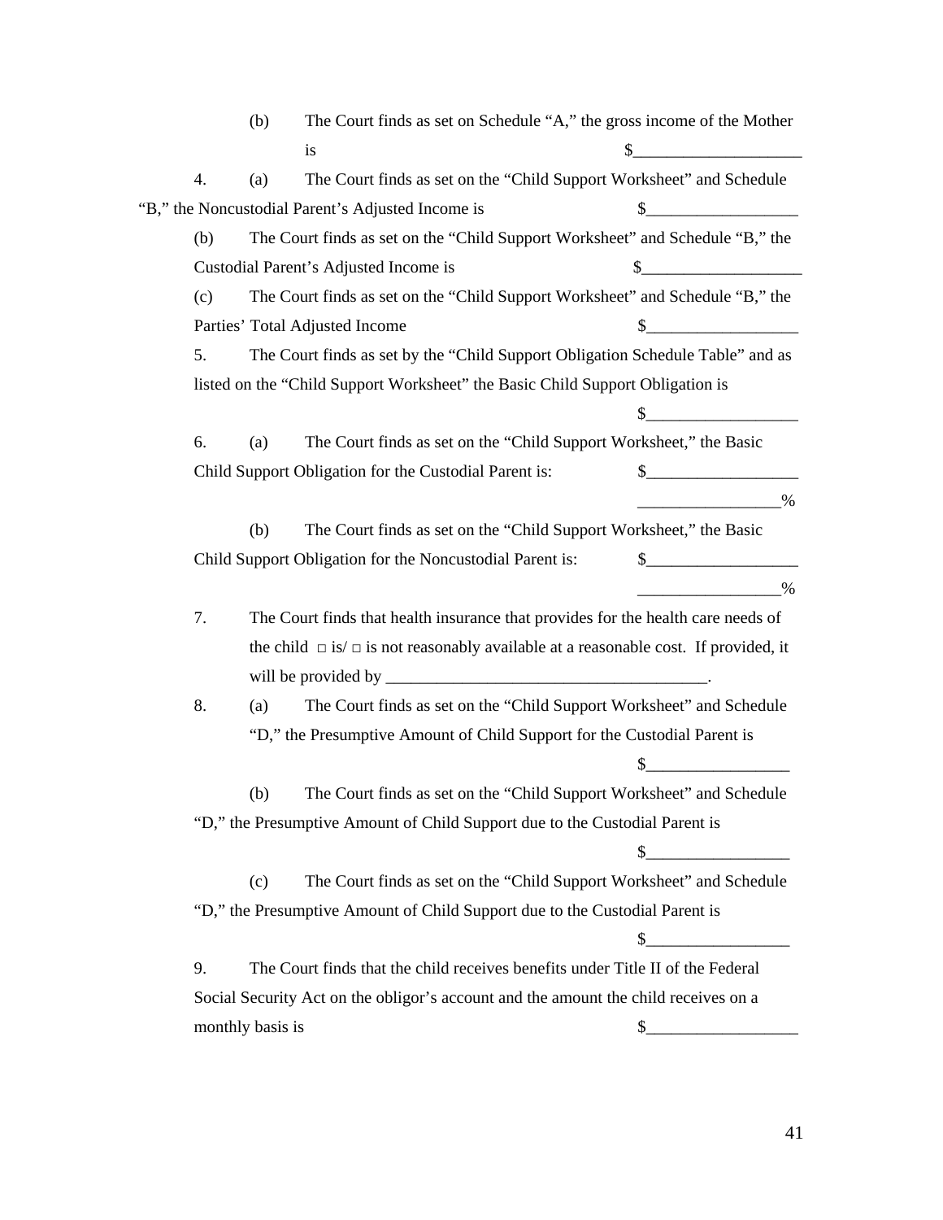(b) The Court finds as set on Schedule "A," the gross income of the Mother is $____________________

4. (a) The Court finds as set on the "Child Support Worksheet" and Schedule "B," the Noncustodial Parent's Adjusted Income is $__________________

(b) The Court finds as set on the "Child Support Worksheet" and Schedule "B," the Custodial Parent's Adjusted Income is $___________________

(c) The Court finds as set on the "Child Support Worksheet" and Schedule "B," the Parties' Total Adjusted Income $__________________

5. The Court finds as set by the "Child Support Obligation Schedule Table" and as listed on the "Child Support Worksheet" the Basic Child Support Obligation is

$__________________

6. (a) The Court finds as set on the "Child Support Worksheet," the Basic Child Support Obligation for the Custodial Parent is: $__________________

_________________%

(b) The Court finds as set on the "Child Support Worksheet," the Basic Child Support Obligation for the Noncustodial Parent is: $__________________

_________________%

7. The Court finds that health insurance that provides for the health care needs of the child □ is/ □ is not reasonably available at a reasonable cost. If provided, it will be provided by _______________________________________.

8. (a) The Court finds as set on the "Child Support Worksheet" and Schedule "D," the Presumptive Amount of Child Support for the Custodial Parent is

$_________________

(b) The Court finds as set on the "Child Support Worksheet" and Schedule "D," the Presumptive Amount of Child Support due to the Custodial Parent is

$_________________

(c) The Court finds as set on the "Child Support Worksheet" and Schedule "D," the Presumptive Amount of Child Support due to the Custodial Parent is

$_________________

9. The Court finds that the child receives benefits under Title II of the Federal Social Security Act on the obligor's account and the amount the child receives on a monthly basis is $__________________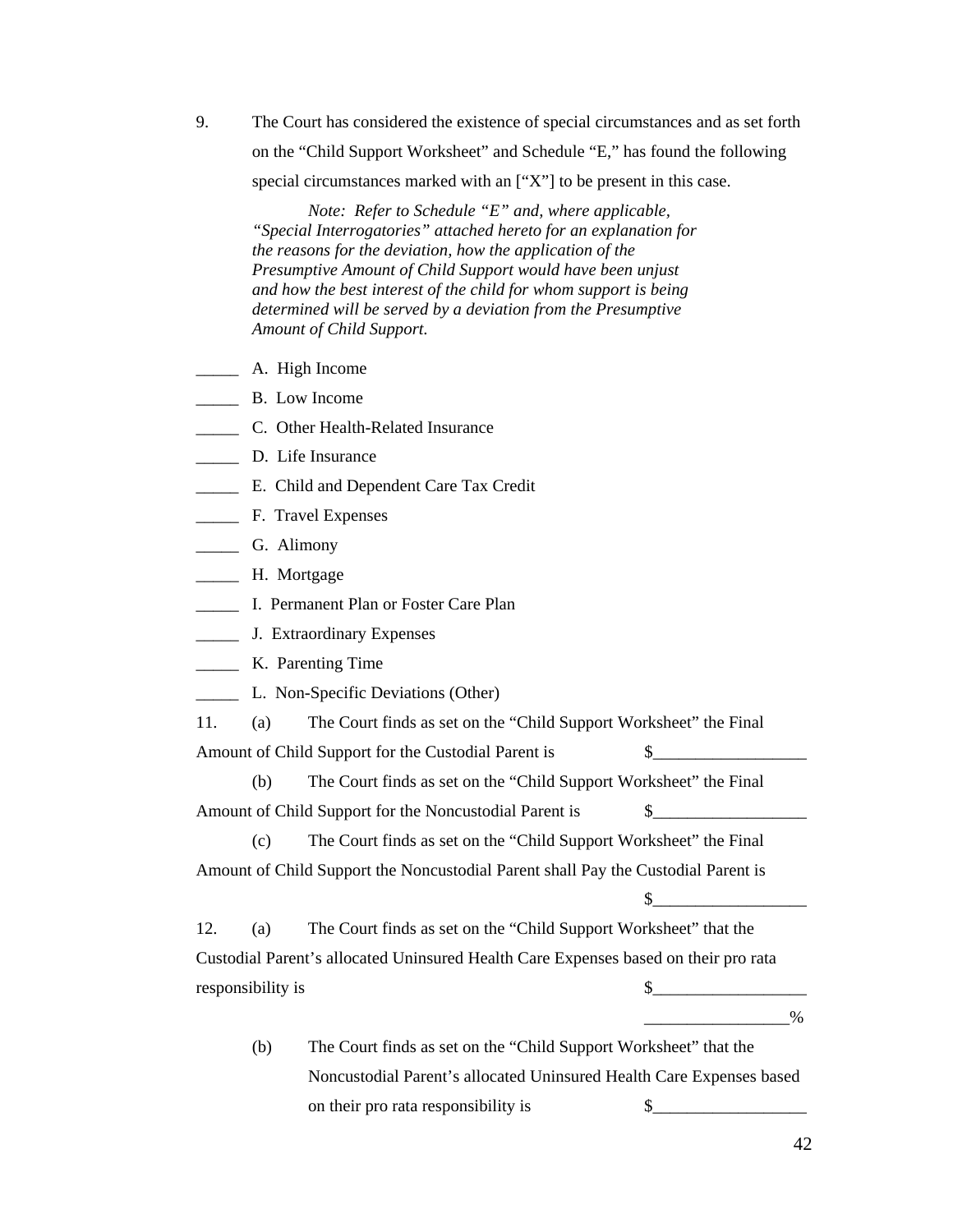9. The Court has considered the existence of special circumstances and as set forth on the "Child Support Worksheet" and Schedule "E," has found the following special circumstances marked with an ["X"] to be present in this case.

*Note: Refer to Schedule "E" and, where applicable, "Special Interrogatories" attached hereto for an explanation for the reasons for the deviation, how the application of the Presumptive Amount of Child Support would have been unjust and how the best interest of the child for whom support is being determined will be served by a deviation from the Presumptive Amount of Child Support.*

_____ A. High Income

_____ B. Low Income

_____ C. Other Health-Related Insurance

_____ D. Life Insurance

_____ E. Child and Dependent Care Tax Credit

_____ F. Travel Expenses

_____ G. Alimony

_____ H. Mortgage

_____ I. Permanent Plan or Foster Care Plan

_____ J. Extraordinary Expenses

_____ K. Parenting Time

_____ L. Non-Specific Deviations (Other)

11. (a) The Court finds as set on the "Child Support Worksheet" the Final Amount of Child Support for the Custodial Parent is $__________________

(b) The Court finds as set on the "Child Support Worksheet" the Final Amount of Child Support for the Noncustodial Parent is $__________________

(c) The Court finds as set on the "Child Support Worksheet" the Final Amount of Child Support the Noncustodial Parent shall Pay the Custodial Parent is

$__________________

12. (a) The Court finds as set on the "Child Support Worksheet" that the Custodial Parent's allocated Uninsured Health Care Expenses based on their pro rata responsibility is $__________________

_________________%

(b) The Court finds as set on the "Child Support Worksheet" that the Noncustodial Parent's allocated Uninsured Health Care Expenses based on their pro rata responsibility is $__________________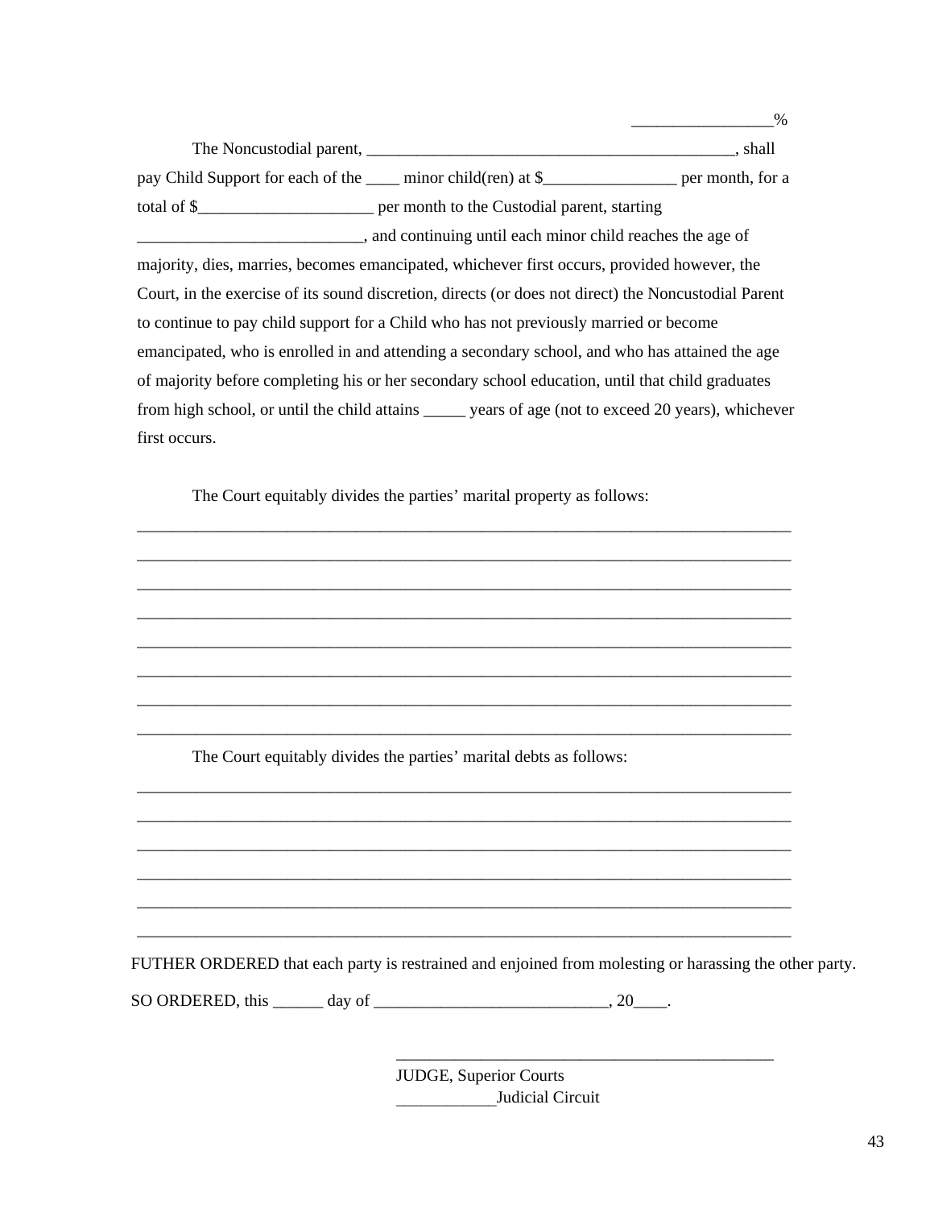_________________%

The Noncustodial parent, ____________________________________________, shall pay Child Support for each of the ____ minor child(ren) at $________________ per month, for a total of $_____________________ per month to the Custodial parent, starting ___________________________, and continuing until each minor child reaches the age of majority, dies, marries, becomes emancipated, whichever first occurs, provided however, the Court, in the exercise of its sound discretion, directs (or does not direct) the Noncustodial Parent to continue to pay child support for a Child who has not previously married or become emancipated, who is enrolled in and attending a secondary school, and who has attained the age of majority before completing his or her secondary school education, until that child graduates from high school, or until the child attains _____ years of age (not to exceed 20 years), whichever first occurs.

The Court equitably divides the parties' marital property as follows:

_________________________________________________________________________________

_________________________________________________________________________________

_________________________________________________________________________________

_________________________________________________________________________________

_________________________________________________________________________________

_________________________________________________________________________________

_________________________________________________________________________________

_________________________________________________________________________________

The Court equitably divides the parties' marital debts as follows:

_________________________________________________________________________________

_________________________________________________________________________________

_________________________________________________________________________________

_________________________________________________________________________________

_________________________________________________________________________________

_________________________________________________________________________________

FUTHER ORDERED that each party is restrained and enjoined from molesting or harassing the other party.

SO ORDERED, this ______ day of ____________________________, 20____.

_______________________________________________
JUDGE, Superior Courts
____________Judicial Circuit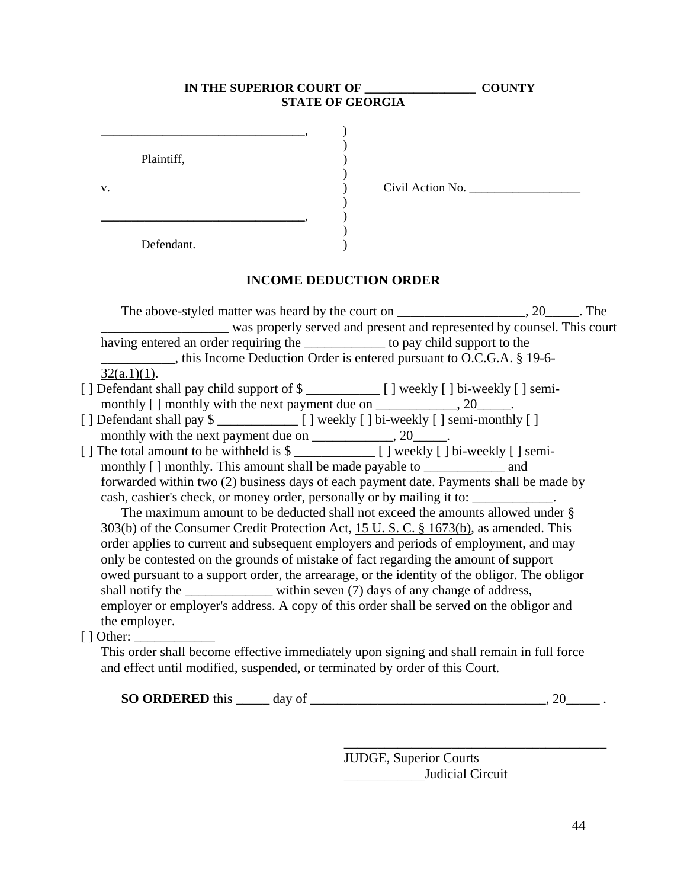**IN THE SUPERIOR COURT OF ________________ COUNTY**
**STATE OF GEORGIA**

______________________________,
Plaintiff,

v. Civil Action No. __________________

______________________________,
Defendant.

## INCOME DEDUCTION ORDER

The above-styled matter was heard by the court on ___________________, 20_____. The ___________________ was properly served and present and represented by counsel. This court having entered an order requiring the ____________ to pay child support to the ___________, this Income Deduction Order is entered pursuant to O.C.G.A. § 19-6-32(a.1)(1).

[ ] Defendant shall pay child support of $ ___________ [ ] weekly [ ] bi-weekly [ ] semi-monthly [ ] monthly with the next payment due on ____________, 20_____.

[ ] Defendant shall pay $ ____________ [ ] weekly [ ] bi-weekly [ ] semi-monthly [ ] monthly with the next payment due on ____________, 20_____.

[ ] The total amount to be withheld is $ ____________ [ ] weekly [ ] bi-weekly [ ] semi-monthly [ ] monthly. This amount shall be made payable to ____________ and forwarded within two (2) business days of each payment date. Payments shall be made by cash, cashier's check, or money order, personally or by mailing it to: ____________.

The maximum amount to be deducted shall not exceed the amounts allowed under § 303(b) of the Consumer Credit Protection Act, 15 U. S. C. § 1673(b), as amended. This order applies to current and subsequent employers and periods of employment, and may only be contested on the grounds of mistake of fact regarding the amount of support owed pursuant to a support order, the arrearage, or the identity of the obligor. The obligor shall notify the _____________ within seven (7) days of any change of address, employer or employer's address. A copy of this order shall be served on the obligor and the employer.

[ ] Other: ____________

This order shall become effective immediately upon signing and shall remain in full force and effect until modified, suspended, or terminated by order of this Court.

**SO ORDERED** this _____ day of ___________________________________, 20_____ .

________________________________________
JUDGE, Superior Courts
____________Judicial Circuit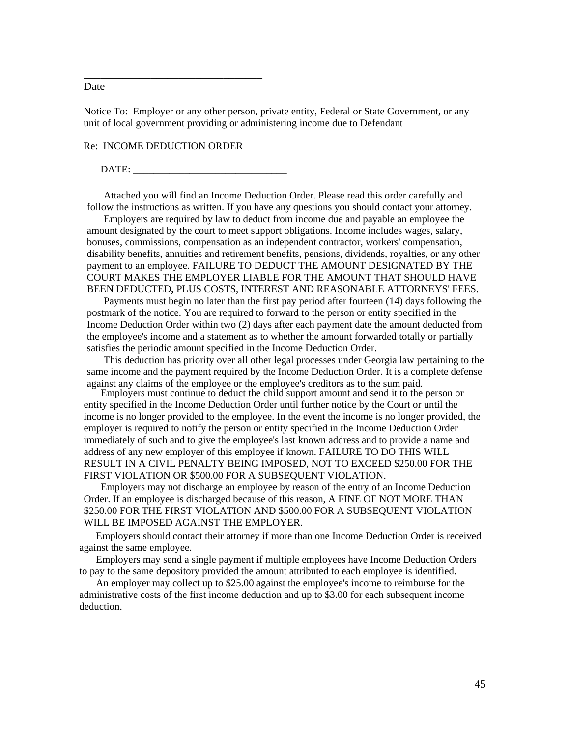\_\_\_\_\_\_\_\_\_\_\_\_\_\_\_\_\_\_\_\_\_\_\_\_\_\_\_\_\_\_\_\_\_\_
Date

Notice To: Employer or any other person, private entity, Federal or State Government, or any unit of local government providing or administering income due to Defendant

Re: INCOME DEDUCTION ORDER

DATE: \_\_\_\_\_\_\_\_\_\_\_\_\_\_\_\_\_\_\_\_\_\_\_\_\_\_\_\_\_\_

Attached you will find an Income Deduction Order. Please read this order carefully and follow the instructions as written. If you have any questions you should contact your attorney.

Employers are required by law to deduct from income due and payable an employee the amount designated by the court to meet support obligations. Income includes wages, salary, bonuses, commissions, compensation as an independent contractor, workers' compensation, disability benefits, annuities and retirement benefits, pensions, dividends, royalties, or any other payment to an employee. FAILURE TO DEDUCT THE AMOUNT DESIGNATED BY THE COURT MAKES THE EMPLOYER LIABLE FOR THE AMOUNT THAT SHOULD HAVE BEEN DEDUCTED**,** PLUS COSTS, INTEREST AND REASONABLE ATTORNEYS' FEES.

Payments must begin no later than the first pay period after fourteen (14) days following the postmark of the notice. You are required to forward to the person or entity specified in the Income Deduction Order within two (2) days after each payment date the amount deducted from the employee's income and a statement as to whether the amount forwarded totally or partially satisfies the periodic amount specified in the Income Deduction Order.

This deduction has priority over all other legal processes under Georgia law pertaining to the same income and the payment required by the Income Deduction Order. It is a complete defense against any claims of the employee or the employee's creditors as to the sum paid.

Employers must continue to deduct the child support amount and send it to the person or entity specified in the Income Deduction Order until further notice by the Court or until the income is no longer provided to the employee. In the event the income is no longer provided, the employer is required to notify the person or entity specified in the Income Deduction Order immediately of such and to give the employee's last known address and to provide a name and address of any new employer of this employee if known. FAILURE TO DO THIS WILL RESULT IN A CIVIL PENALTY BEING IMPOSED, NOT TO EXCEED $250.00 FOR THE FIRST VIOLATION OR $500.00 FOR A SUBSEQUENT VIOLATION.

Employers may not discharge an employee by reason of the entry of an Income Deduction Order. If an employee is discharged because of this reason, A FINE OF NOT MORE THAN $250.00 FOR THE FIRST VIOLATION AND $500.00 FOR A SUBSEQUENT VIOLATION WILL BE IMPOSED AGAINST THE EMPLOYER.

Employers should contact their attorney if more than one Income Deduction Order is received against the same employee.

Employers may send a single payment if multiple employees have Income Deduction Orders to pay to the same depository provided the amount attributed to each employee is identified.

An employer may collect up to $25.00 against the employee's income to reimburse for the administrative costs of the first income deduction and up to $3.00 for each subsequent income deduction.